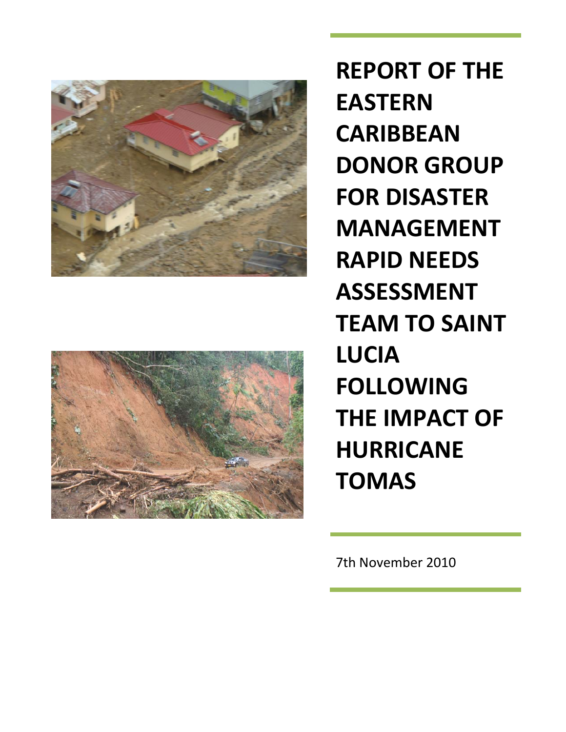# REPORT OF THE EASTERN CARIBBEAN DONOR GROUP FOR DISASTER MANAGEMENT RAPID NEEDS ASSESSMENT TEAM TO SAINT LUCIA FOLLOWING THE IMPACT OF HURRICANE TOMAS

7th November 2010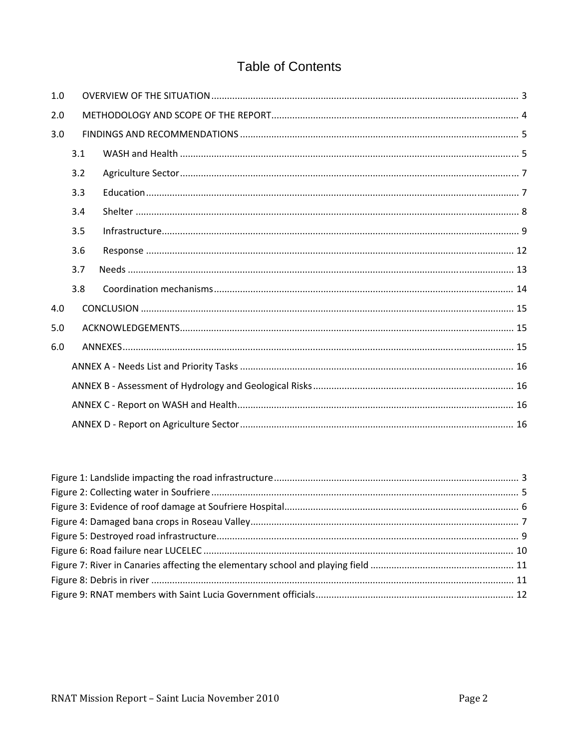# Table of Contents

1.0 OVERVIEW OF THE SITUATION ..... 3

2.0 METHODOLOGY AND SCOPE OF THE REPORT ..... 4

3.0 FINDINGS AND RECOMMENDATIONS ..... 5

- 3.1 WASH and Health ..... 5
- 3.2 Agriculture Sector ..... 7
- 3.3 Education ..... 7
- 3.4 Shelter ..... 8
- 3.5 Infrastructure ..... 9
- 3.6 Response ..... 12
- 3.7 Needs ..... 13
- 3.8 Coordination mechanisms ..... 14

4.0 CONCLUSION ..... 15

5.0 ACKNOWLEDGEMENTS ..... 15

6.0 ANNEXES ..... 15

- ANNEX A - Needs List and Priority Tasks ..... 16
- ANNEX B - Assessment of Hydrology and Geological Risks ..... 16
- ANNEX C - Report on WASH and Health ..... 16
- ANNEX D - Report on Agriculture Sector ..... 16

Figure 1: Landslide impacting the road infrastructure ..... 3
Figure 2: Collecting water in Soufriere ..... 5
Figure 3: Evidence of roof damage at Soufriere Hospital ..... 6
Figure 4: Damaged bana crops in Roseau Valley ..... 7
Figure 5: Destroyed road infrastructure ..... 9
Figure 6: Road failure near LUCELEC ..... 10
Figure 7: River in Canaries affecting the elementary school and playing field ..... 11
Figure 8: Debris in river ..... 11
Figure 9: RNAT members with Saint Lucia Government officials ..... 12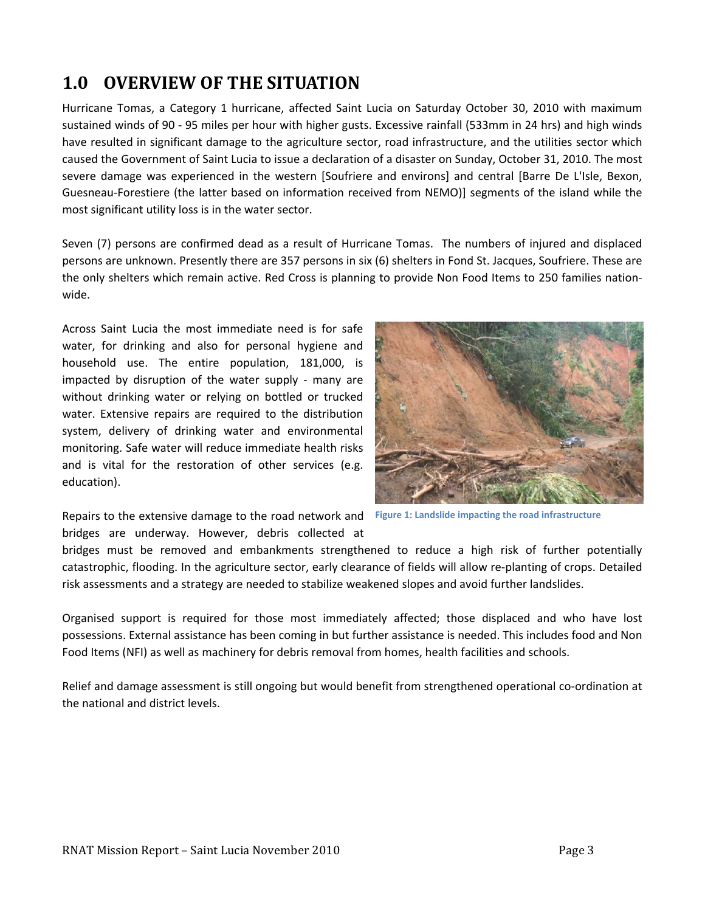# 1.0 OVERVIEW OF THE SITUATION

Hurricane Tomas, a Category 1 hurricane, affected Saint Lucia on Saturday October 30, 2010 with maximum sustained winds of 90 - 95 miles per hour with higher gusts. Excessive rainfall (533mm in 24 hrs) and high winds have resulted in significant damage to the agriculture sector, road infrastructure, and the utilities sector which caused the Government of Saint Lucia to issue a declaration of a disaster on Sunday, October 31, 2010. The most severe damage was experienced in the western [Soufriere and environs] and central [Barre De L'Isle, Bexon, Guesneau-Forestiere (the latter based on information received from NEMO)] segments of the island while the most significant utility loss is in the water sector.

Seven (7) persons are confirmed dead as a result of Hurricane Tomas. The numbers of injured and displaced persons are unknown. Presently there are 357 persons in six (6) shelters in Fond St. Jacques, Soufriere. These are the only shelters which remain active. Red Cross is planning to provide Non Food Items to 250 families nation-wide.

Across Saint Lucia the most immediate need is for safe water, for drinking and also for personal hygiene and household use. The entire population, 181,000, is impacted by disruption of the water supply - many are without drinking water or relying on bottled or trucked water. Extensive repairs are required to the distribution system, delivery of drinking water and environmental monitoring. Safe water will reduce immediate health risks and is vital for the restoration of other services (e.g. education).

Figure 1: Landslide impacting the road infrastructure

Repairs to the extensive damage to the road network and bridges are underway. However, debris collected at bridges must be removed and embankments strengthened to reduce a high risk of further potentially catastrophic, flooding. In the agriculture sector, early clearance of fields will allow re-planting of crops. Detailed risk assessments and a strategy are needed to stabilize weakened slopes and avoid further landslides.

Organised support is required for those most immediately affected; those displaced and who have lost possessions. External assistance has been coming in but further assistance is needed. This includes food and Non Food Items (NFI) as well as machinery for debris removal from homes, health facilities and schools.

Relief and damage assessment is still ongoing but would benefit from strengthened operational co-ordination at the national and district levels.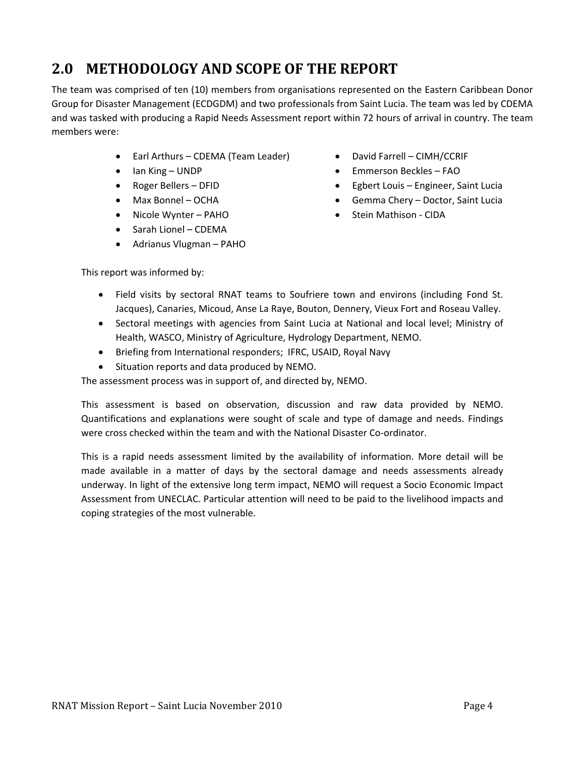## 2.0 METHODOLOGY AND SCOPE OF THE REPORT

The team was comprised of ten (10) members from organisations represented on the Eastern Caribbean Donor Group for Disaster Management (ECDGDM) and two professionals from Saint Lucia. The team was led by CDEMA and was tasked with producing a Rapid Needs Assessment report within 72 hours of arrival in country. The team members were:

- Earl Arthurs – CDEMA (Team Leader)
- Ian King – UNDP
- Roger Bellers – DFID
- Max Bonnel – OCHA
- Nicole Wynter – PAHO
- Sarah Lionel – CDEMA
- Adrianus Vlugman – PAHO
- David Farrell – CIMH/CCRIF
- Emmerson Beckles – FAO
- Egbert Louis – Engineer, Saint Lucia
- Gemma Chery – Doctor, Saint Lucia
- Stein Mathison - CIDA

This report was informed by:

- Field visits by sectoral RNAT teams to Soufriere town and environs (including Fond St. Jacques), Canaries, Micoud, Anse La Raye, Bouton, Dennery, Vieux Fort and Roseau Valley.
- Sectoral meetings with agencies from Saint Lucia at National and local level; Ministry of Health, WASCO, Ministry of Agriculture, Hydrology Department, NEMO.
- Briefing from International responders; IFRC, USAID, Royal Navy
- Situation reports and data produced by NEMO.

The assessment process was in support of, and directed by, NEMO.

This assessment is based on observation, discussion and raw data provided by NEMO. Quantifications and explanations were sought of scale and type of damage and needs. Findings were cross checked within the team and with the National Disaster Co-ordinator.

This is a rapid needs assessment limited by the availability of information. More detail will be made available in a matter of days by the sectoral damage and needs assessments already underway. In light of the extensive long term impact, NEMO will request a Socio Economic Impact Assessment from UNECLAC. Particular attention will need to be paid to the livelihood impacts and coping strategies of the most vulnerable.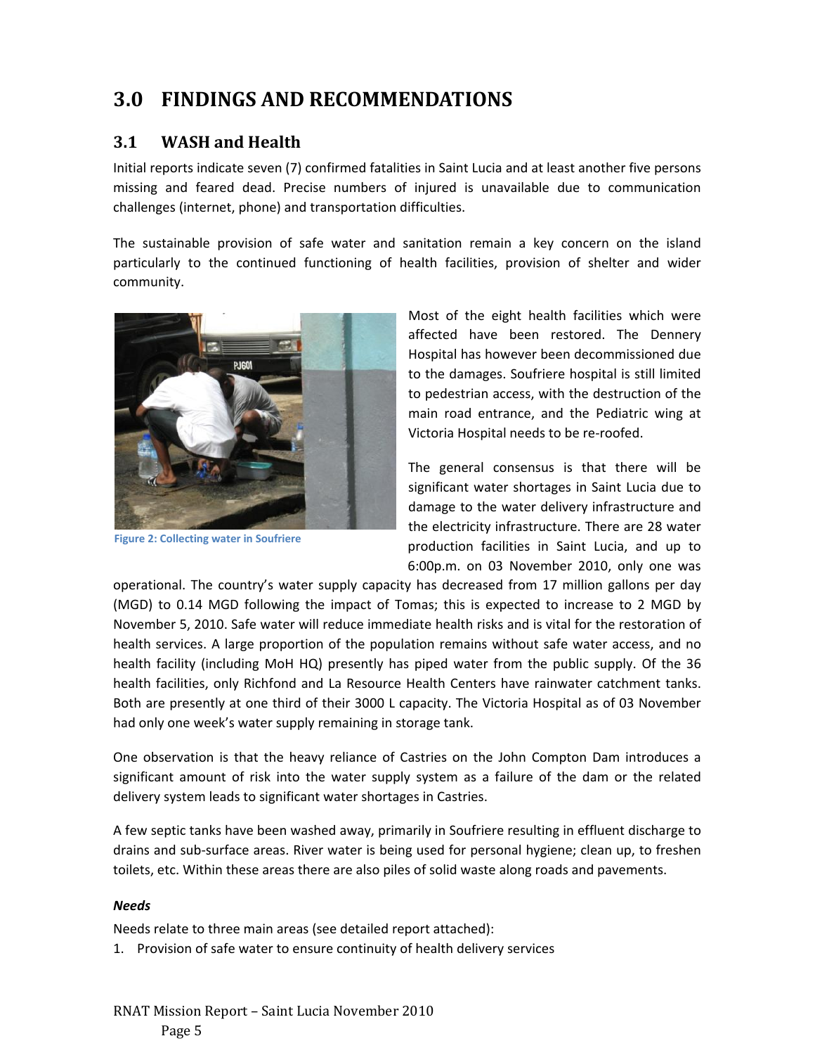# 3.0 FINDINGS AND RECOMMENDATIONS

## 3.1 WASH and Health

Initial reports indicate seven (7) confirmed fatalities in Saint Lucia and at least another five persons missing and feared dead. Precise numbers of injured is unavailable due to communication challenges (internet, phone) and transportation difficulties.

The sustainable provision of safe water and sanitation remain a key concern on the island particularly to the continued functioning of health facilities, provision of shelter and wider community.

Figure 2: Collecting water in Soufriere

Most of the eight health facilities which were affected have been restored. The Dennery Hospital has however been decommissioned due to the damages. Soufriere hospital is still limited to pedestrian access, with the destruction of the main road entrance, and the Pediatric wing at Victoria Hospital needs to be re-roofed.

The general consensus is that there will be significant water shortages in Saint Lucia due to damage to the water delivery infrastructure and the electricity infrastructure. There are 28 water production facilities in Saint Lucia, and up to 6:00p.m. on 03 November 2010, only one was operational. The country's water supply capacity has decreased from 17 million gallons per day (MGD) to 0.14 MGD following the impact of Tomas; this is expected to increase to 2 MGD by November 5, 2010. Safe water will reduce immediate health risks and is vital for the restoration of health services. A large proportion of the population remains without safe water access, and no health facility (including MoH HQ) presently has piped water from the public supply. Of the 36 health facilities, only Richfond and La Resource Health Centers have rainwater catchment tanks. Both are presently at one third of their 3000 L capacity. The Victoria Hospital as of 03 November had only one week's water supply remaining in storage tank.

One observation is that the heavy reliance of Castries on the John Compton Dam introduces a significant amount of risk into the water supply system as a failure of the dam or the related delivery system leads to significant water shortages in Castries.

A few septic tanks have been washed away, primarily in Soufriere resulting in effluent discharge to drains and sub-surface areas. River water is being used for personal hygiene; clean up, to freshen toilets, etc. Within these areas there are also piles of solid waste along roads and pavements.

***Needs***

Needs relate to three main areas (see detailed report attached):

1. Provision of safe water to ensure continuity of health delivery services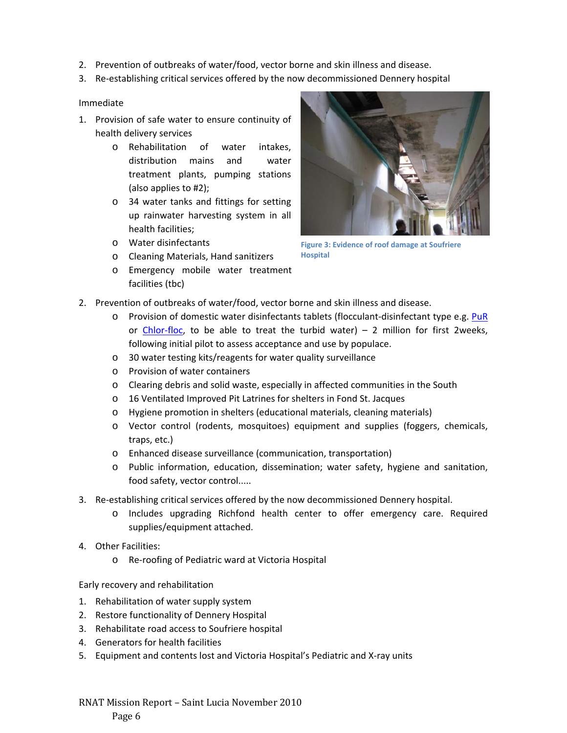2. Prevention of outbreaks of water/food, vector borne and skin illness and disease.
3. Re-establishing critical services offered by the now decommissioned Dennery hospital

Immediate

1. Provision of safe water to ensure continuity of health delivery services
   - Rehabilitation of water intakes, distribution mains and water treatment plants, pumping stations (also applies to #2);
   - 34 water tanks and fittings for setting up rainwater harvesting system in all health facilities;
   - Water disinfectants
   - Cleaning Materials, Hand sanitizers
   - Emergency mobile water treatment facilities (tbc)

Figure 3: Evidence of roof damage at Soufriere Hospital

2. Prevention of outbreaks of water/food, vector borne and skin illness and disease.
   - Provision of domestic water disinfectants tablets (flocculant-disinfectant type e.g. PuR or Chlor-floc, to be able to treat the turbid water) – 2 million for first 2weeks, following initial pilot to assess acceptance and use by populace.
   - 30 water testing kits/reagents for water quality surveillance
   - Provision of water containers
   - Clearing debris and solid waste, especially in affected communities in the South
   - 16 Ventilated Improved Pit Latrines for shelters in Fond St. Jacques
   - Hygiene promotion in shelters (educational materials, cleaning materials)
   - Vector control (rodents, mosquitoes) equipment and supplies (foggers, chemicals, traps, etc.)
   - Enhanced disease surveillance (communication, transportation)
   - Public information, education, dissemination; water safety, hygiene and sanitation, food safety, vector control.....
3. Re-establishing critical services offered by the now decommissioned Dennery hospital.
   - Includes upgrading Richfond health center to offer emergency care. Required supplies/equipment attached.
4. Other Facilities:
   - Re-roofing of Pediatric ward at Victoria Hospital

Early recovery and rehabilitation

1. Rehabilitation of water supply system
2. Restore functionality of Dennery Hospital
3. Rehabilitate road access to Soufriere hospital
4. Generators for health facilities
5. Equipment and contents lost and Victoria Hospital's Pediatric and X-ray units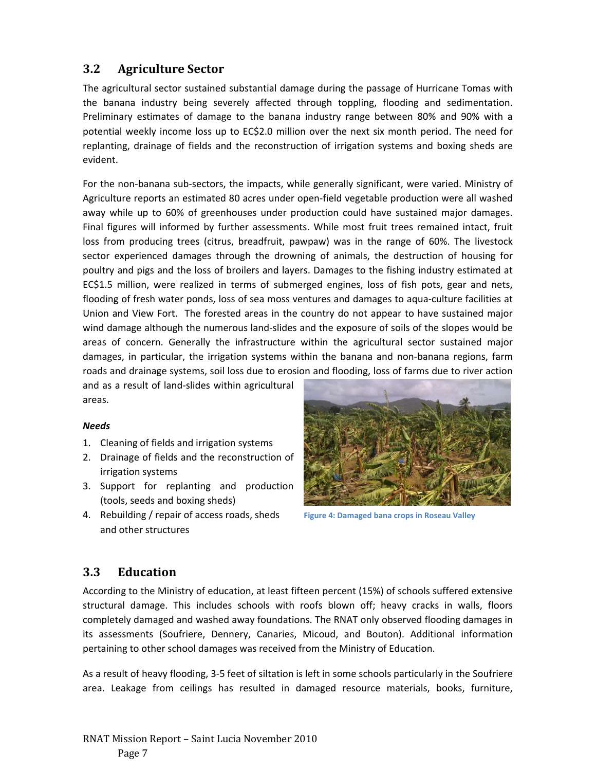## 3.2 Agriculture Sector

The agricultural sector sustained substantial damage during the passage of Hurricane Tomas with the banana industry being severely affected through toppling, flooding and sedimentation. Preliminary estimates of damage to the banana industry range between 80% and 90% with a potential weekly income loss up to EC$2.0 million over the next six month period. The need for replanting, drainage of fields and the reconstruction of irrigation systems and boxing sheds are evident.

For the non-banana sub-sectors, the impacts, while generally significant, were varied. Ministry of Agriculture reports an estimated 80 acres under open-field vegetable production were all washed away while up to 60% of greenhouses under production could have sustained major damages. Final figures will informed by further assessments. While most fruit trees remained intact, fruit loss from producing trees (citrus, breadfruit, pawpaw) was in the range of 60%. The livestock sector experienced damages through the drowning of animals, the destruction of housing for poultry and pigs and the loss of broilers and layers. Damages to the fishing industry estimated at EC$1.5 million, were realized in terms of submerged engines, loss of fish pots, gear and nets, flooding of fresh water ponds, loss of sea moss ventures and damages to aqua-culture facilities at Union and View Fort. The forested areas in the country do not appear to have sustained major wind damage although the numerous land-slides and the exposure of soils of the slopes would be areas of concern. Generally the infrastructure within the agricultural sector sustained major damages, in particular, the irrigation systems within the banana and non-banana regions, farm roads and drainage systems, soil loss due to erosion and flooding, loss of farms due to river action and as a result of land-slides within agricultural areas.

***Needs***

1. Cleaning of fields and irrigation systems
2. Drainage of fields and the reconstruction of irrigation systems
3. Support for replanting and production (tools, seeds and boxing sheds)
4. Rebuilding / repair of access roads, sheds and other structures

**Figure 4: Damaged bana crops in Roseau Valley**

## 3.3 Education

According to the Ministry of education, at least fifteen percent (15%) of schools suffered extensive structural damage. This includes schools with roofs blown off; heavy cracks in walls, floors completely damaged and washed away foundations. The RNAT only observed flooding damages in its assessments (Soufriere, Dennery, Canaries, Micoud, and Bouton). Additional information pertaining to other school damages was received from the Ministry of Education.

As a result of heavy flooding, 3-5 feet of siltation is left in some schools particularly in the Soufriere area. Leakage from ceilings has resulted in damaged resource materials, books, furniture,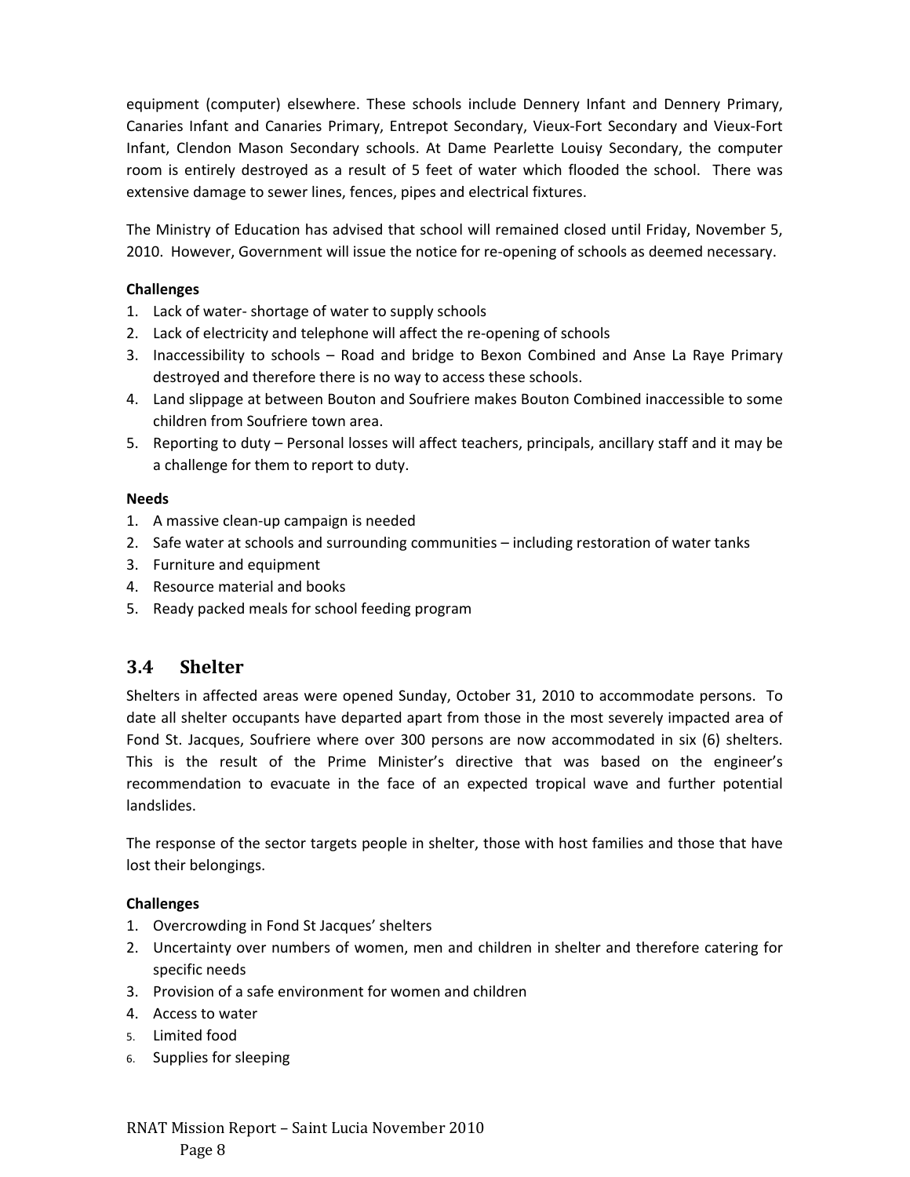equipment (computer) elsewhere. These schools include Dennery Infant and Dennery Primary, Canaries Infant and Canaries Primary, Entrepot Secondary, Vieux-Fort Secondary and Vieux-Fort Infant, Clendon Mason Secondary schools. At Dame Pearlette Louisy Secondary, the computer room is entirely destroyed as a result of 5 feet of water which flooded the school. There was extensive damage to sewer lines, fences, pipes and electrical fixtures.

The Ministry of Education has advised that school will remained closed until Friday, November 5, 2010. However, Government will issue the notice for re-opening of schools as deemed necessary.

**Challenges**

1. Lack of water- shortage of water to supply schools
2. Lack of electricity and telephone will affect the re-opening of schools
3. Inaccessibility to schools – Road and bridge to Bexon Combined and Anse La Raye Primary destroyed and therefore there is no way to access these schools.
4. Land slippage at between Bouton and Soufriere makes Bouton Combined inaccessible to some children from Soufriere town area.
5. Reporting to duty – Personal losses will affect teachers, principals, ancillary staff and it may be a challenge for them to report to duty.

**Needs**

1. A massive clean-up campaign is needed
2. Safe water at schools and surrounding communities – including restoration of water tanks
3. Furniture and equipment
4. Resource material and books
5. Ready packed meals for school feeding program

## 3.4 Shelter

Shelters in affected areas were opened Sunday, October 31, 2010 to accommodate persons. To date all shelter occupants have departed apart from those in the most severely impacted area of Fond St. Jacques, Soufriere where over 300 persons are now accommodated in six (6) shelters. This is the result of the Prime Minister's directive that was based on the engineer's recommendation to evacuate in the face of an expected tropical wave and further potential landslides.

The response of the sector targets people in shelter, those with host families and those that have lost their belongings.

**Challenges**

1. Overcrowding in Fond St Jacques' shelters
2. Uncertainty over numbers of women, men and children in shelter and therefore catering for specific needs
3. Provision of a safe environment for women and children
4. Access to water
5. Limited food
6. Supplies for sleeping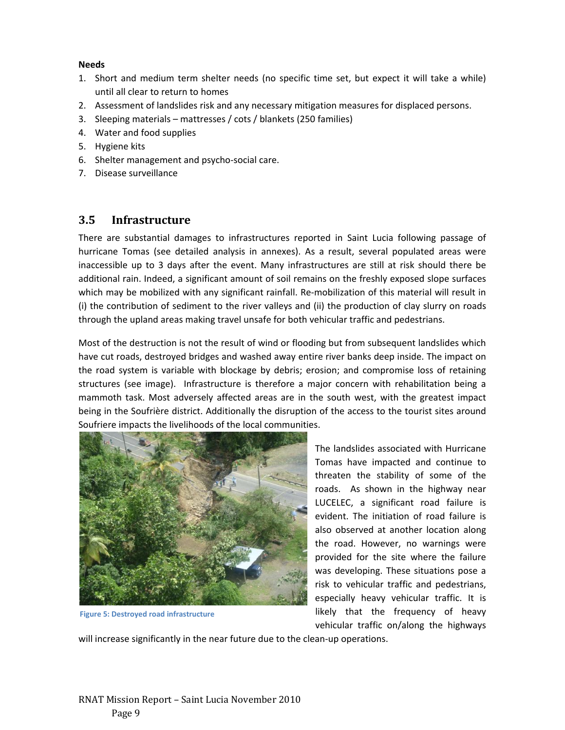**Needs**

1. Short and medium term shelter needs (no specific time set, but expect it will take a while) until all clear to return to homes
2. Assessment of landslides risk and any necessary mitigation measures for displaced persons.
3. Sleeping materials – mattresses / cots / blankets (250 families)
4. Water and food supplies
5. Hygiene kits
6. Shelter management and psycho-social care.
7. Disease surveillance

## 3.5 Infrastructure

There are substantial damages to infrastructures reported in Saint Lucia following passage of hurricane Tomas (see detailed analysis in annexes). As a result, several populated areas were inaccessible up to 3 days after the event. Many infrastructures are still at risk should there be additional rain. Indeed, a significant amount of soil remains on the freshly exposed slope surfaces which may be mobilized with any significant rainfall. Re-mobilization of this material will result in (i) the contribution of sediment to the river valleys and (ii) the production of clay slurry on roads through the upland areas making travel unsafe for both vehicular traffic and pedestrians.

Most of the destruction is not the result of wind or flooding but from subsequent landslides which have cut roads, destroyed bridges and washed away entire river banks deep inside. The impact on the road system is variable with blockage by debris; erosion; and compromise loss of retaining structures (see image). Infrastructure is therefore a major concern with rehabilitation being a mammoth task. Most adversely affected areas are in the south west, with the greatest impact being in the Soufrière district. Additionally the disruption of the access to the tourist sites around Soufriere impacts the livelihoods of the local communities.

Figure 5: Destroyed road infrastructure

The landslides associated with Hurricane Tomas have impacted and continue to threaten the stability of some of the roads. As shown in the highway near LUCELEC, a significant road failure is evident. The initiation of road failure is also observed at another location along the road. However, no warnings were provided for the site where the failure was developing. These situations pose a risk to vehicular traffic and pedestrians, especially heavy vehicular traffic. It is likely that the frequency of heavy vehicular traffic on/along the highways will increase significantly in the near future due to the clean-up operations.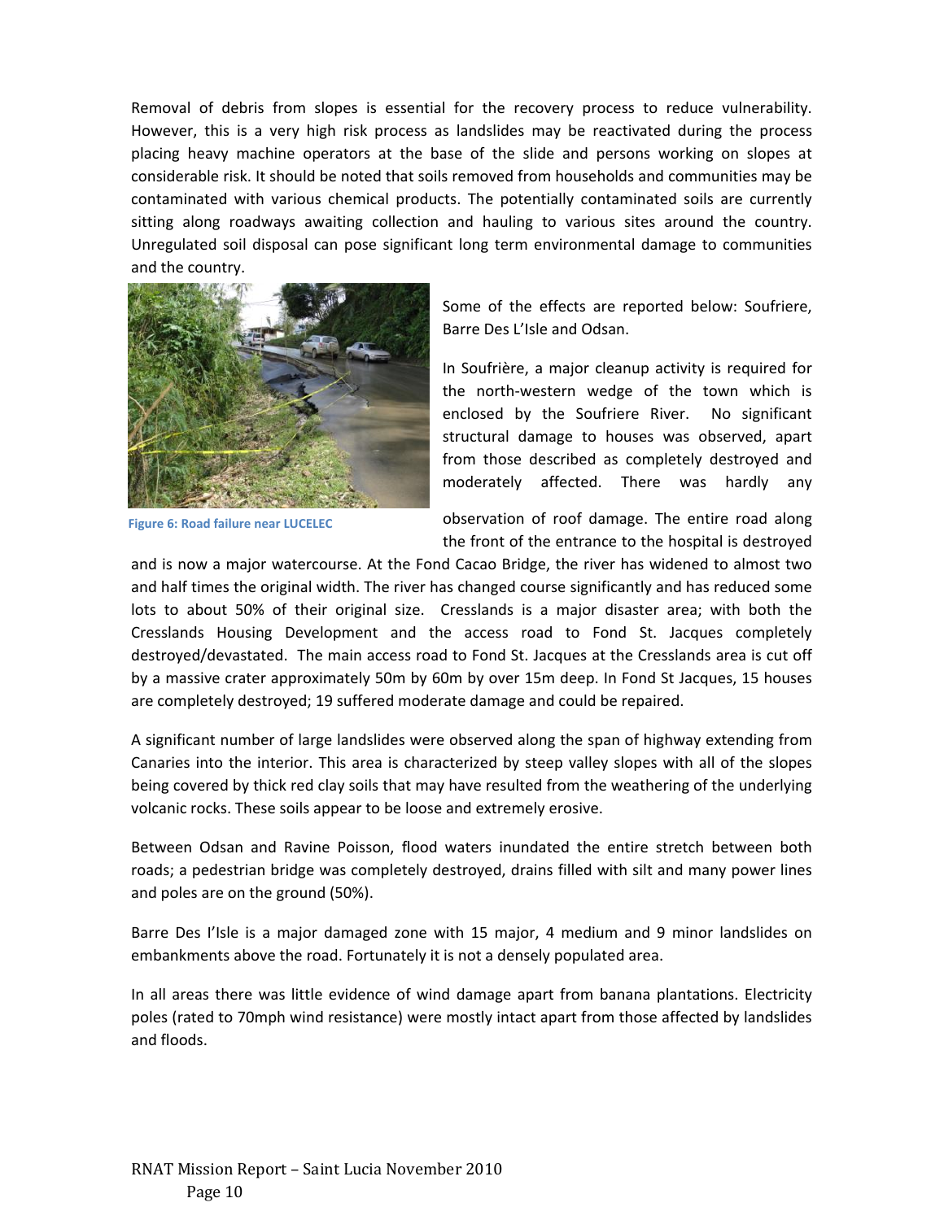Removal of debris from slopes is essential for the recovery process to reduce vulnerability. However, this is a very high risk process as landslides may be reactivated during the process placing heavy machine operators at the base of the slide and persons working on slopes at considerable risk. It should be noted that soils removed from households and communities may be contaminated with various chemical products. The potentially contaminated soils are currently sitting along roadways awaiting collection and hauling to various sites around the country. Unregulated soil disposal can pose significant long term environmental damage to communities and the country.

**Figure 6: Road failure near LUCELEC**

Some of the effects are reported below: Soufriere, Barre Des L'Isle and Odsan.

In Soufrière, a major cleanup activity is required for the north-western wedge of the town which is enclosed by the Soufriere River. No significant structural damage to houses was observed, apart from those described as completely destroyed and moderately affected. There was hardly any observation of roof damage. The entire road along the front of the entrance to the hospital is destroyed and is now a major watercourse. At the Fond Cacao Bridge, the river has widened to almost two and half times the original width. The river has changed course significantly and has reduced some lots to about 50% of their original size. Cresslands is a major disaster area; with both the Cresslands Housing Development and the access road to Fond St. Jacques completely destroyed/devastated. The main access road to Fond St. Jacques at the Cresslands area is cut off by a massive crater approximately 50m by 60m by over 15m deep. In Fond St Jacques, 15 houses are completely destroyed; 19 suffered moderate damage and could be repaired.

A significant number of large landslides were observed along the span of highway extending from Canaries into the interior. This area is characterized by steep valley slopes with all of the slopes being covered by thick red clay soils that may have resulted from the weathering of the underlying volcanic rocks. These soils appear to be loose and extremely erosive.

Between Odsan and Ravine Poisson, flood waters inundated the entire stretch between both roads; a pedestrian bridge was completely destroyed, drains filled with silt and many power lines and poles are on the ground (50%).

Barre Des I'Isle is a major damaged zone with 15 major, 4 medium and 9 minor landslides on embankments above the road. Fortunately it is not a densely populated area.

In all areas there was little evidence of wind damage apart from banana plantations. Electricity poles (rated to 70mph wind resistance) were mostly intact apart from those affected by landslides and floods.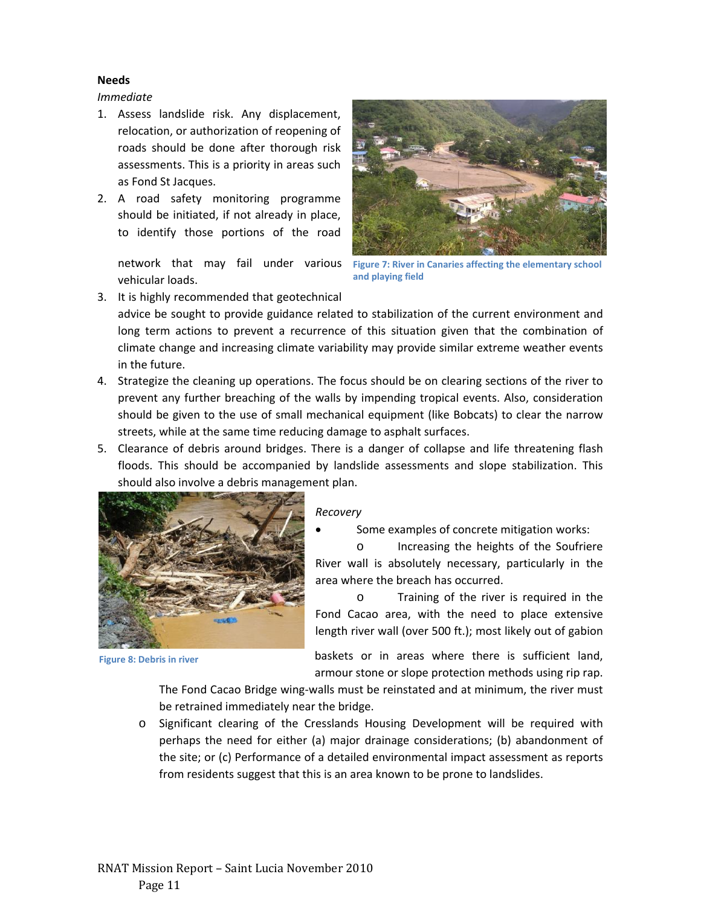**Needs**

*Immediate*

1. Assess landslide risk. Any displacement, relocation, or authorization of reopening of roads should be done after thorough risk assessments. This is a priority in areas such as Fond St Jacques.
2. A road safety monitoring programme should be initiated, if not already in place, to identify those portions of the road network that may fail under various vehicular loads.
3. It is highly recommended that geotechnical advice be sought to provide guidance related to stabilization of the current environment and long term actions to prevent a recurrence of this situation given that the combination of climate change and increasing climate variability may provide similar extreme weather events in the future.
4. Strategize the cleaning up operations. The focus should be on clearing sections of the river to prevent any further breaching of the walls by impending tropical events. Also, consideration should be given to the use of small mechanical equipment (like Bobcats) to clear the narrow streets, while at the same time reducing damage to asphalt surfaces.
5. Clearance of debris around bridges. There is a danger of collapse and life threatening flash floods. This should be accompanied by landslide assessments and slope stabilization. This should also involve a debris management plan.

Figure 7: River in Canaries affecting the elementary school and playing field

Figure 8: Debris in river

*Recovery*

- Some examples of concrete mitigation works:
  - Increasing the heights of the Soufriere River wall is absolutely necessary, particularly in the area where the breach has occurred.
  - Training of the river is required in the Fond Cacao area, with the need to place extensive length river wall (over 500 ft.); most likely out of gabion baskets or in areas where there is sufficient land, armour stone or slope protection methods using rip rap. The Fond Cacao Bridge wing-walls must be reinstated and at minimum, the river must be retrained immediately near the bridge.
  - Significant clearing of the Cresslands Housing Development will be required with perhaps the need for either (a) major drainage considerations; (b) abandonment of the site; or (c) Performance of a detailed environmental impact assessment as reports from residents suggest that this is an area known to be prone to landslides.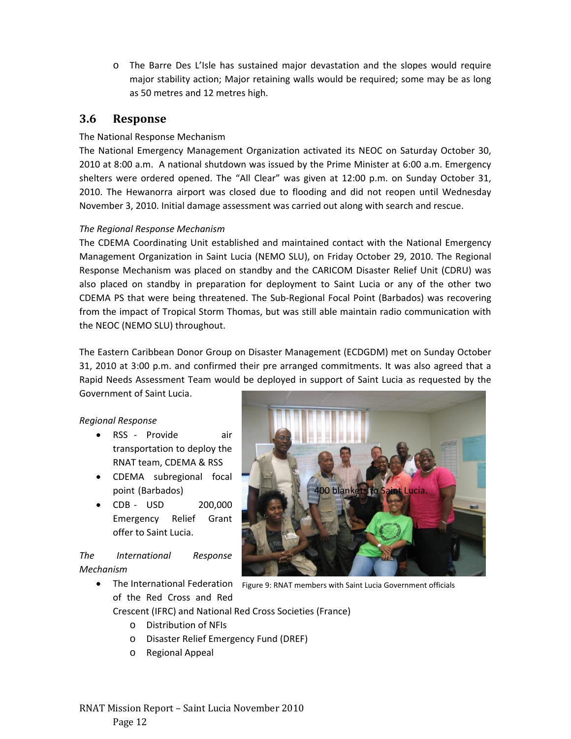- The Barre Des L'Isle has sustained major devastation and the slopes would require major stability action; Major retaining walls would be required; some may be as long as 50 metres and 12 metres high.

## 3.6 Response

The National Response Mechanism

The National Emergency Management Organization activated its NEOC on Saturday October 30, 2010 at 8:00 a.m. A national shutdown was issued by the Prime Minister at 6:00 a.m. Emergency shelters were ordered opened. The "All Clear" was given at 12:00 p.m. on Sunday October 31, 2010. The Hewanorra airport was closed due to flooding and did not reopen until Wednesday November 3, 2010. Initial damage assessment was carried out along with search and rescue.

*The Regional Response Mechanism*

The CDEMA Coordinating Unit established and maintained contact with the National Emergency Management Organization in Saint Lucia (NEMO SLU), on Friday October 29, 2010. The Regional Response Mechanism was placed on standby and the CARICOM Disaster Relief Unit (CDRU) was also placed on standby in preparation for deployment to Saint Lucia or any of the other two CDEMA PS that were being threatened. The Sub-Regional Focal Point (Barbados) was recovering from the impact of Tropical Storm Thomas, but was still able maintain radio communication with the NEOC (NEMO SLU) throughout.

The Eastern Caribbean Donor Group on Disaster Management (ECDGDM) met on Sunday October 31, 2010 at 3:00 p.m. and confirmed their pre arranged commitments. It was also agreed that a Rapid Needs Assessment Team would be deployed in support of Saint Lucia as requested by the Government of Saint Lucia.

*Regional Response*

- RSS - Provide air transportation to deploy the RNAT team, CDEMA & RSS
- CDEMA subregional focal point (Barbados) - 400 blankets to Saint Lucia.
- CDB - USD 200,000 Emergency Relief Grant offer to Saint Lucia.

Figure 9: RNAT members with Saint Lucia Government officials

*The International Response Mechanism*

- The International Federation of the Red Cross and Red Crescent (IFRC) and National Red Cross Societies (France)
  - Distribution of NFIs
  - Disaster Relief Emergency Fund (DREF)
  - Regional Appeal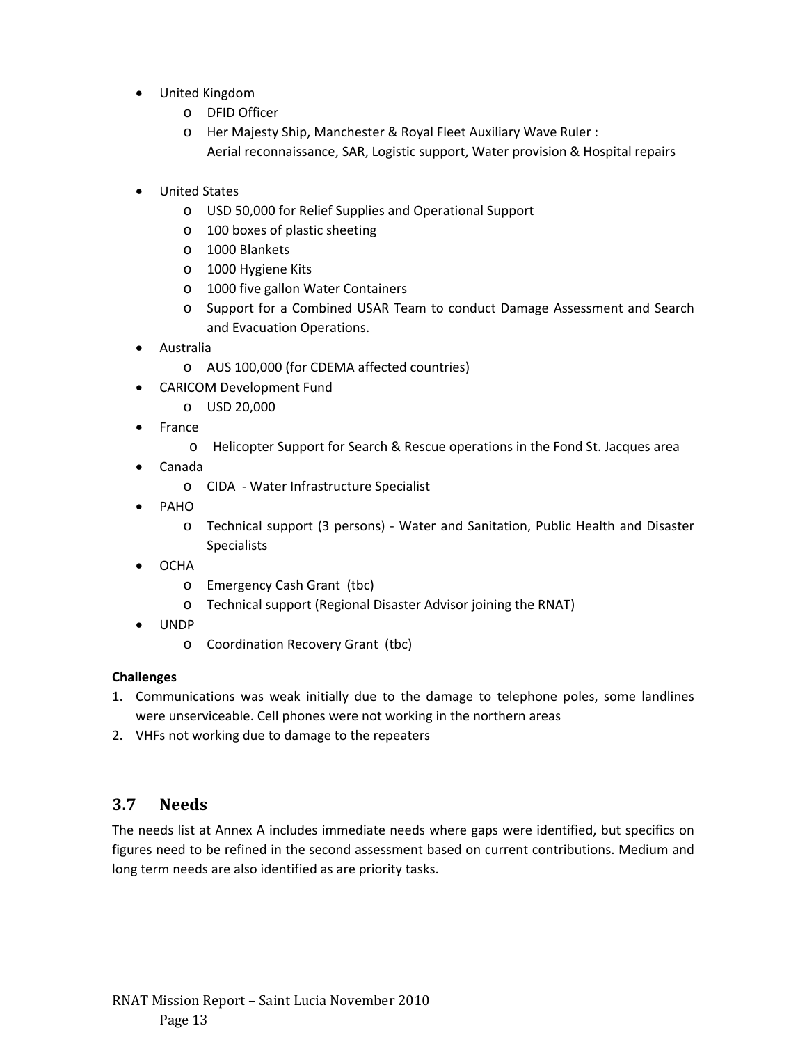- United Kingdom
  - DFID Officer
  - Her Majesty Ship, Manchester & Royal Fleet Auxiliary Wave Ruler : Aerial reconnaissance, SAR, Logistic support, Water provision & Hospital repairs

- United States
  - USD 50,000 for Relief Supplies and Operational Support
  - 100 boxes of plastic sheeting
  - 1000 Blankets
  - 1000 Hygiene Kits
  - 1000 five gallon Water Containers
  - Support for a Combined USAR Team to conduct Damage Assessment and Search and Evacuation Operations.
- Australia
  - AUS 100,000 (for CDEMA affected countries)
- CARICOM Development Fund
  - USD 20,000
- France
  - Helicopter Support for Search & Rescue operations in the Fond St. Jacques area
- Canada
  - CIDA - Water Infrastructure Specialist
- PAHO
  - Technical support (3 persons) - Water and Sanitation, Public Health and Disaster Specialists
- OCHA
  - Emergency Cash Grant (tbc)
  - Technical support (Regional Disaster Advisor joining the RNAT)
- UNDP
  - Coordination Recovery Grant (tbc)

**Challenges**

1. Communications was weak initially due to the damage to telephone poles, some landlines were unserviceable. Cell phones were not working in the northern areas
2. VHFs not working due to damage to the repeaters

## 3.7 Needs

The needs list at Annex A includes immediate needs where gaps were identified, but specifics on figures need to be refined in the second assessment based on current contributions. Medium and long term needs are also identified as are priority tasks.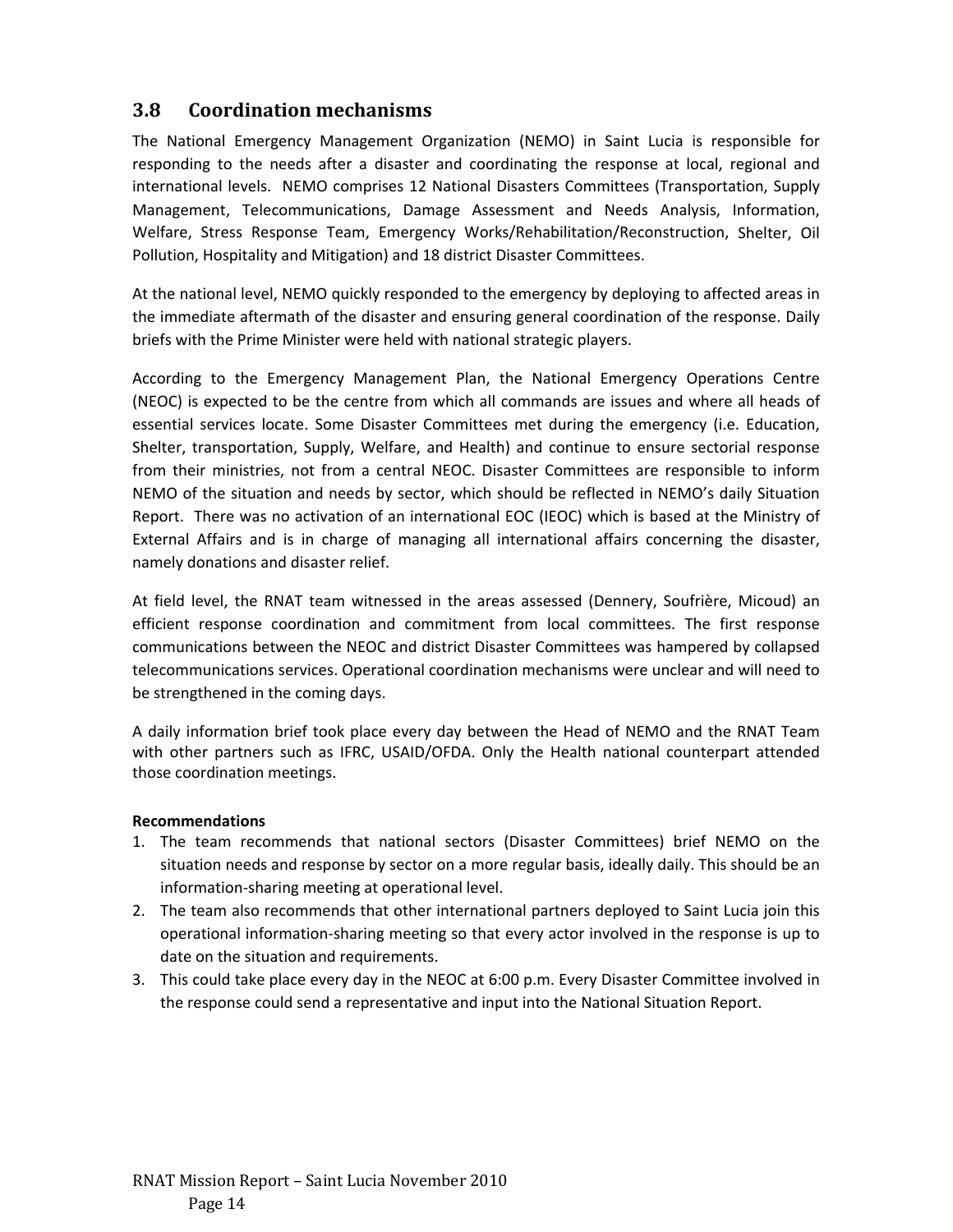## 3.8 Coordination mechanisms

The National Emergency Management Organization (NEMO) in Saint Lucia is responsible for responding to the needs after a disaster and coordinating the response at local, regional and international levels. NEMO comprises 12 National Disasters Committees (Transportation, Supply Management, Telecommunications, Damage Assessment and Needs Analysis, Information, Welfare, Stress Response Team, Emergency Works/Rehabilitation/Reconstruction, Shelter, Oil Pollution, Hospitality and Mitigation) and 18 district Disaster Committees.

At the national level, NEMO quickly responded to the emergency by deploying to affected areas in the immediate aftermath of the disaster and ensuring general coordination of the response. Daily briefs with the Prime Minister were held with national strategic players.

According to the Emergency Management Plan, the National Emergency Operations Centre (NEOC) is expected to be the centre from which all commands are issues and where all heads of essential services locate. Some Disaster Committees met during the emergency (i.e. Education, Shelter, transportation, Supply, Welfare, and Health) and continue to ensure sectorial response from their ministries, not from a central NEOC. Disaster Committees are responsible to inform NEMO of the situation and needs by sector, which should be reflected in NEMO's daily Situation Report. There was no activation of an international EOC (IEOC) which is based at the Ministry of External Affairs and is in charge of managing all international affairs concerning the disaster, namely donations and disaster relief.

At field level, the RNAT team witnessed in the areas assessed (Dennery, Soufrière, Micoud) an efficient response coordination and commitment from local committees. The first response communications between the NEOC and district Disaster Committees was hampered by collapsed telecommunications services. Operational coordination mechanisms were unclear and will need to be strengthened in the coming days.

A daily information brief took place every day between the Head of NEMO and the RNAT Team with other partners such as IFRC, USAID/OFDA. Only the Health national counterpart attended those coordination meetings.

**Recommendations**

1. The team recommends that national sectors (Disaster Committees) brief NEMO on the situation needs and response by sector on a more regular basis, ideally daily. This should be an information-sharing meeting at operational level.
2. The team also recommends that other international partners deployed to Saint Lucia join this operational information-sharing meeting so that every actor involved in the response is up to date on the situation and requirements.
3. This could take place every day in the NEOC at 6:00 p.m. Every Disaster Committee involved in the response could send a representative and input into the National Situation Report.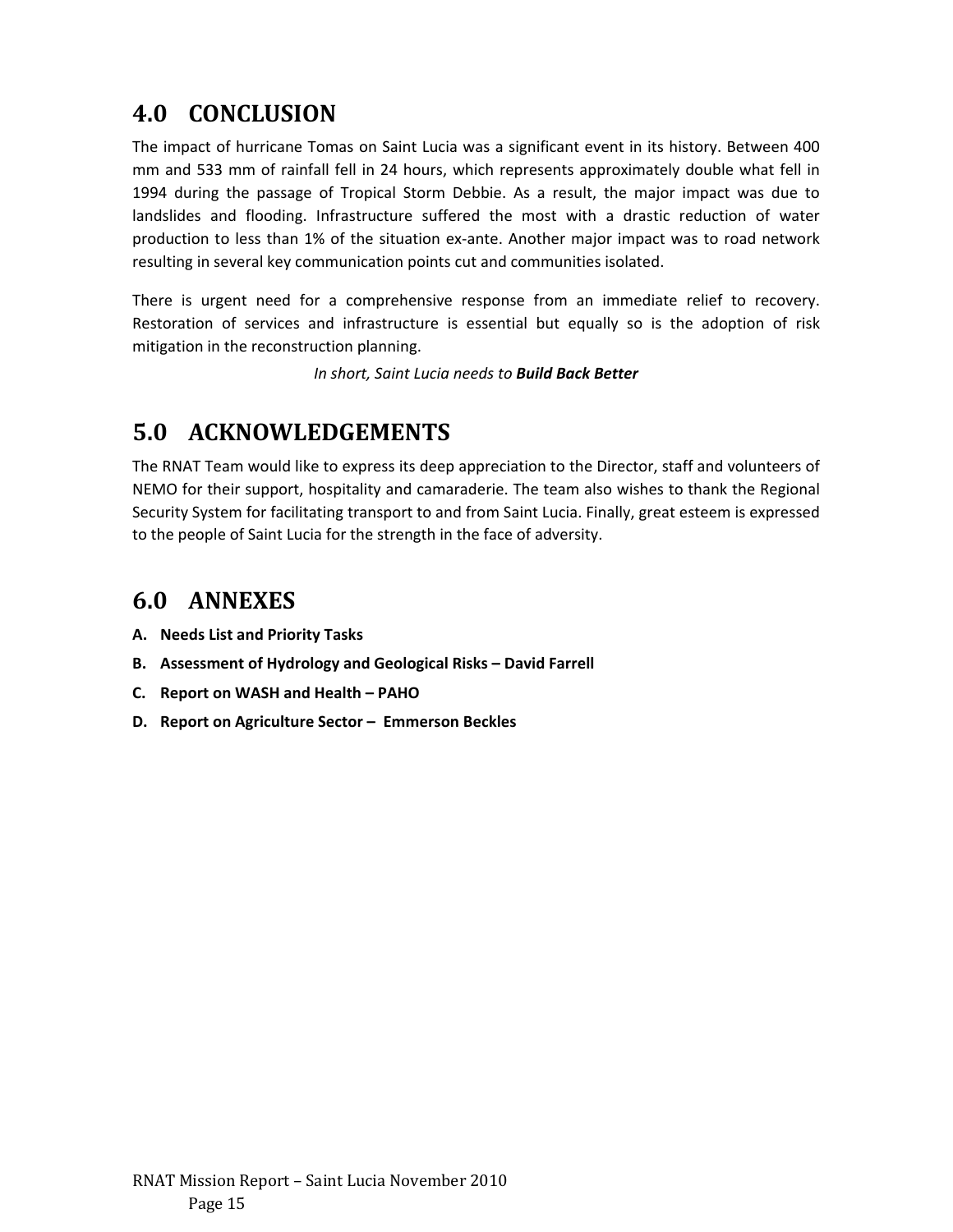## 4.0 CONCLUSION

The impact of hurricane Tomas on Saint Lucia was a significant event in its history. Between 400 mm and 533 mm of rainfall fell in 24 hours, which represents approximately double what fell in 1994 during the passage of Tropical Storm Debbie. As a result, the major impact was due to landslides and flooding. Infrastructure suffered the most with a drastic reduction of water production to less than 1% of the situation ex-ante. Another major impact was to road network resulting in several key communication points cut and communities isolated.

There is urgent need for a comprehensive response from an immediate relief to recovery. Restoration of services and infrastructure is essential but equally so is the adoption of risk mitigation in the reconstruction planning.

*In short, Saint Lucia needs to* ***Build Back Better***

## 5.0 ACKNOWLEDGEMENTS

The RNAT Team would like to express its deep appreciation to the Director, staff and volunteers of NEMO for their support, hospitality and camaraderie. The team also wishes to thank the Regional Security System for facilitating transport to and from Saint Lucia. Finally, great esteem is expressed to the people of Saint Lucia for the strength in the face of adversity.

## 6.0 ANNEXES

**A. Needs List and Priority Tasks**

**B. Assessment of Hydrology and Geological Risks – David Farrell**

**C. Report on WASH and Health – PAHO**

**D. Report on Agriculture Sector – Emmerson Beckles**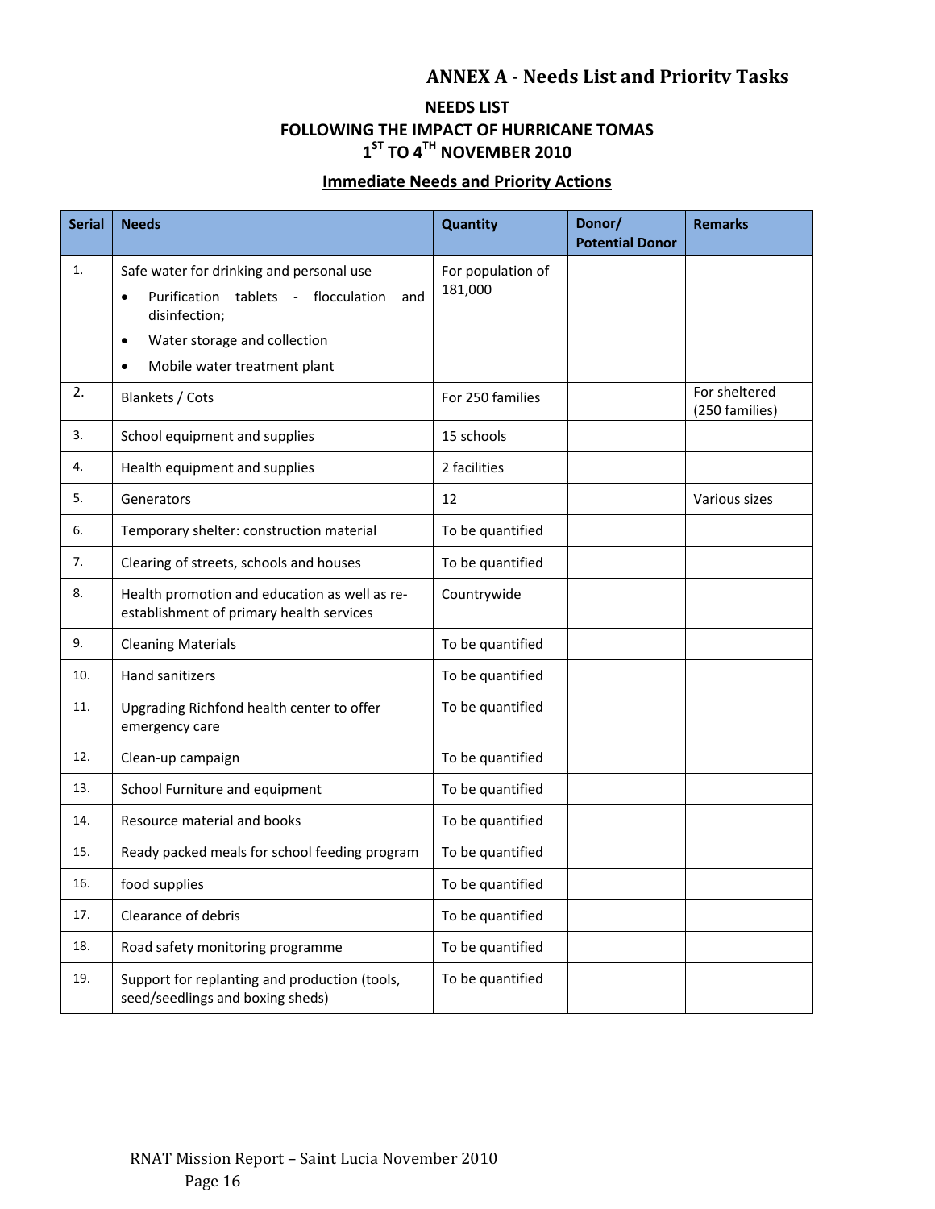## ANNEX A - Needs List and Priority Tasks

### NEEDS LIST
### FOLLOWING THE IMPACT OF HURRICANE TOMAS
### 1ST TO 4TH NOVEMBER 2010

**Immediate Needs and Priority Actions**

| Serial | Needs | Quantity | Donor/ Potential Donor | Remarks |
|---|---|---|---|---|
| 1. | Safe water for drinking and personal use<br>• Purification tablets - flocculation and disinfection;<br>• Water storage and collection<br>• Mobile water treatment plant | For population of 181,000 | | |
| 2. | Blankets / Cots | For 250 families | | For sheltered (250 families) |
| 3. | School equipment and supplies | 15 schools | | |
| 4. | Health equipment and supplies | 2 facilities | | |
| 5. | Generators | 12 | | Various sizes |
| 6. | Temporary shelter: construction material | To be quantified | | |
| 7. | Clearing of streets, schools and houses | To be quantified | | |
| 8. | Health promotion and education as well as re-establishment of primary health services | Countrywide | | |
| 9. | Cleaning Materials | To be quantified | | |
| 10. | Hand sanitizers | To be quantified | | |
| 11. | Upgrading Richfond health center to offer emergency care | To be quantified | | |
| 12. | Clean-up campaign | To be quantified | | |
| 13. | School Furniture and equipment | To be quantified | | |
| 14. | Resource material and books | To be quantified | | |
| 15. | Ready packed meals for school feeding program | To be quantified | | |
| 16. | food supplies | To be quantified | | |
| 17. | Clearance of debris | To be quantified | | |
| 18. | Road safety monitoring programme | To be quantified | | |
| 19. | Support for replanting and production (tools, seed/seedlings and boxing sheds) | To be quantified | | |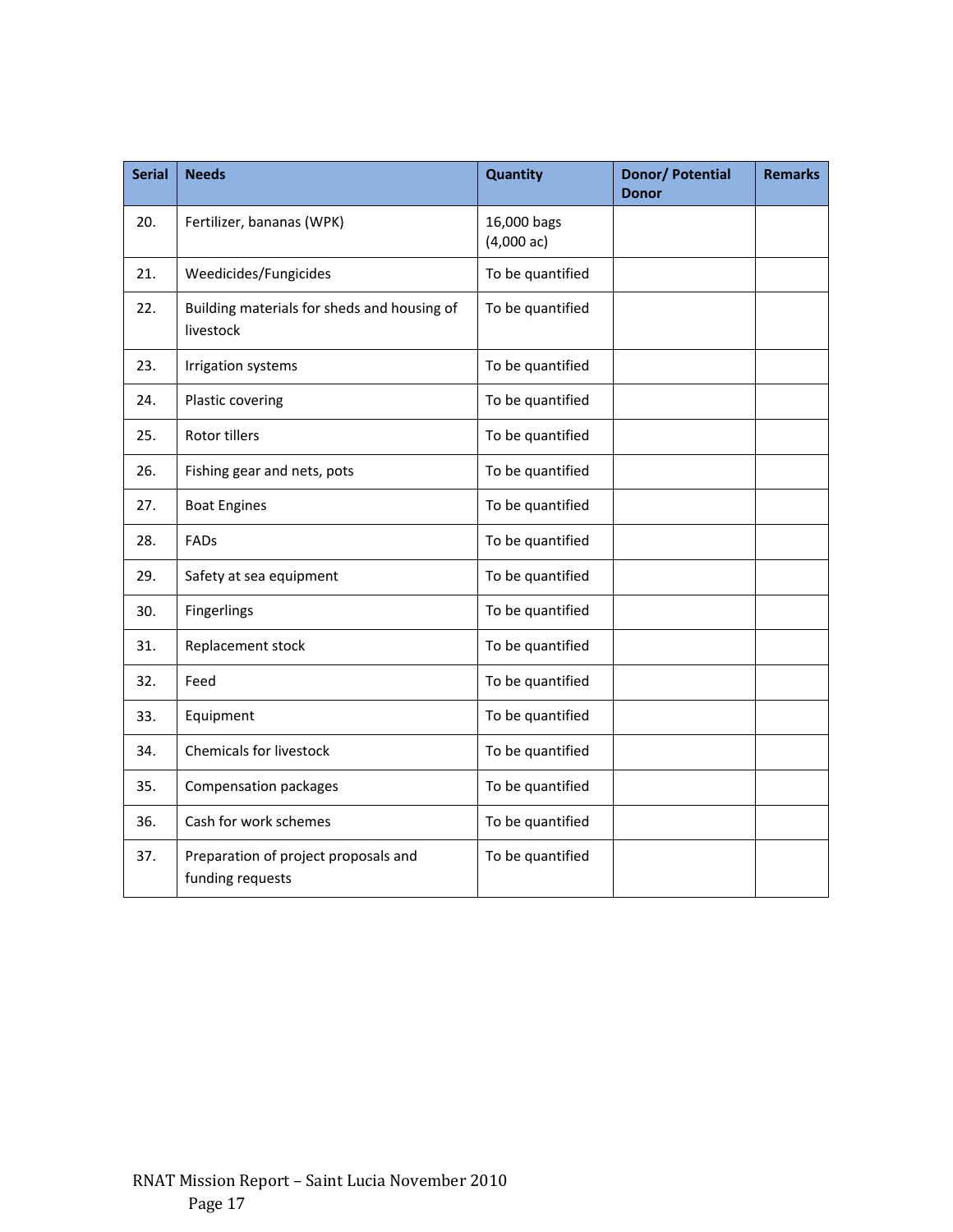| Serial | Needs | Quantity | Donor/ Potential Donor | Remarks |
|---|---|---|---|---|
| 20. | Fertilizer, bananas (WPK) | 16,000 bags (4,000 ac) | | |
| 21. | Weedicides/Fungicides | To be quantified | | |
| 22. | Building materials for sheds and housing of livestock | To be quantified | | |
| 23. | Irrigation systems | To be quantified | | |
| 24. | Plastic covering | To be quantified | | |
| 25. | Rotor tillers | To be quantified | | |
| 26. | Fishing gear and nets, pots | To be quantified | | |
| 27. | Boat Engines | To be quantified | | |
| 28. | FADs | To be quantified | | |
| 29. | Safety at sea equipment | To be quantified | | |
| 30. | Fingerlings | To be quantified | | |
| 31. | Replacement stock | To be quantified | | |
| 32. | Feed | To be quantified | | |
| 33. | Equipment | To be quantified | | |
| 34. | Chemicals for livestock | To be quantified | | |
| 35. | Compensation packages | To be quantified | | |
| 36. | Cash for work schemes | To be quantified | | |
| 37. | Preparation of project proposals and funding requests | To be quantified | | |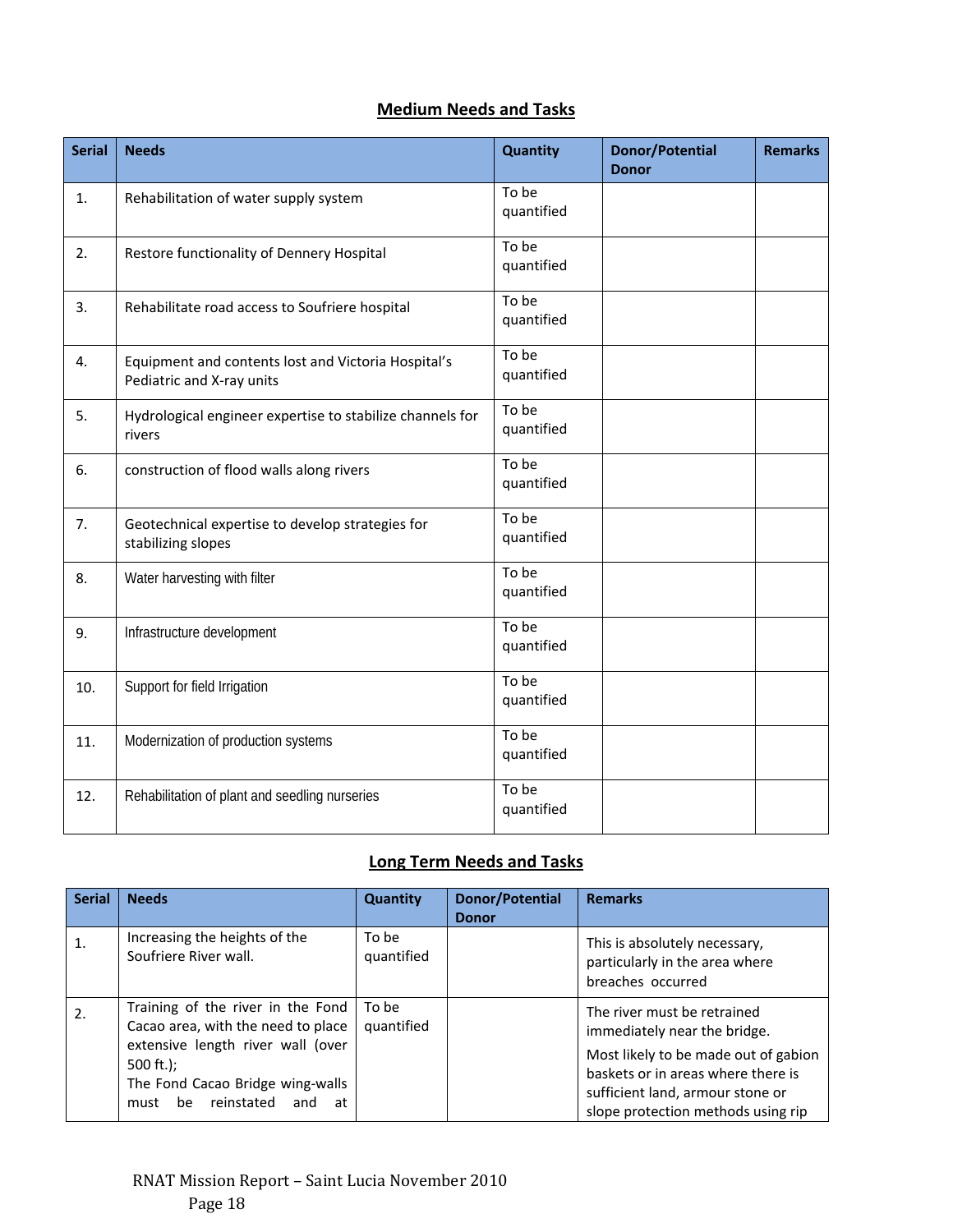## Medium Needs and Tasks

| Serial | Needs | Quantity | Donor/Potential Donor | Remarks |
|---|---|---|---|---|
| 1. | Rehabilitation of water supply system | To be quantified | | |
| 2. | Restore functionality of Dennery Hospital | To be quantified | | |
| 3. | Rehabilitate road access to Soufriere hospital | To be quantified | | |
| 4. | Equipment and contents lost and Victoria Hospital's Pediatric and X-ray units | To be quantified | | |
| 5. | Hydrological engineer expertise to stabilize channels for rivers | To be quantified | | |
| 6. | construction of flood walls along rivers | To be quantified | | |
| 7. | Geotechnical expertise to develop strategies for stabilizing slopes | To be quantified | | |
| 8. | Water harvesting with filter | To be quantified | | |
| 9. | Infrastructure development | To be quantified | | |
| 10. | Support for field Irrigation | To be quantified | | |
| 11. | Modernization of production systems | To be quantified | | |
| 12. | Rehabilitation of plant and seedling nurseries | To be quantified | | |

## Long Term Needs and Tasks

| Serial | Needs | Quantity | Donor/Potential Donor | Remarks |
|---|---|---|---|---|
| 1. | Increasing the heights of the Soufriere River wall. | To be quantified | | This is absolutely necessary, particularly in the area where breaches occurred |
| 2. | Training of the river in the Fond Cacao area, with the need to place extensive length river wall (over 500 ft.); The Fond Cacao Bridge wing-walls must be reinstated and at | To be quantified | | The river must be retrained immediately near the bridge. Most likely to be made out of gabion baskets or in areas where there is sufficient land, armour stone or slope protection methods using rip |

RNAT Mission Report – Saint Lucia November 2010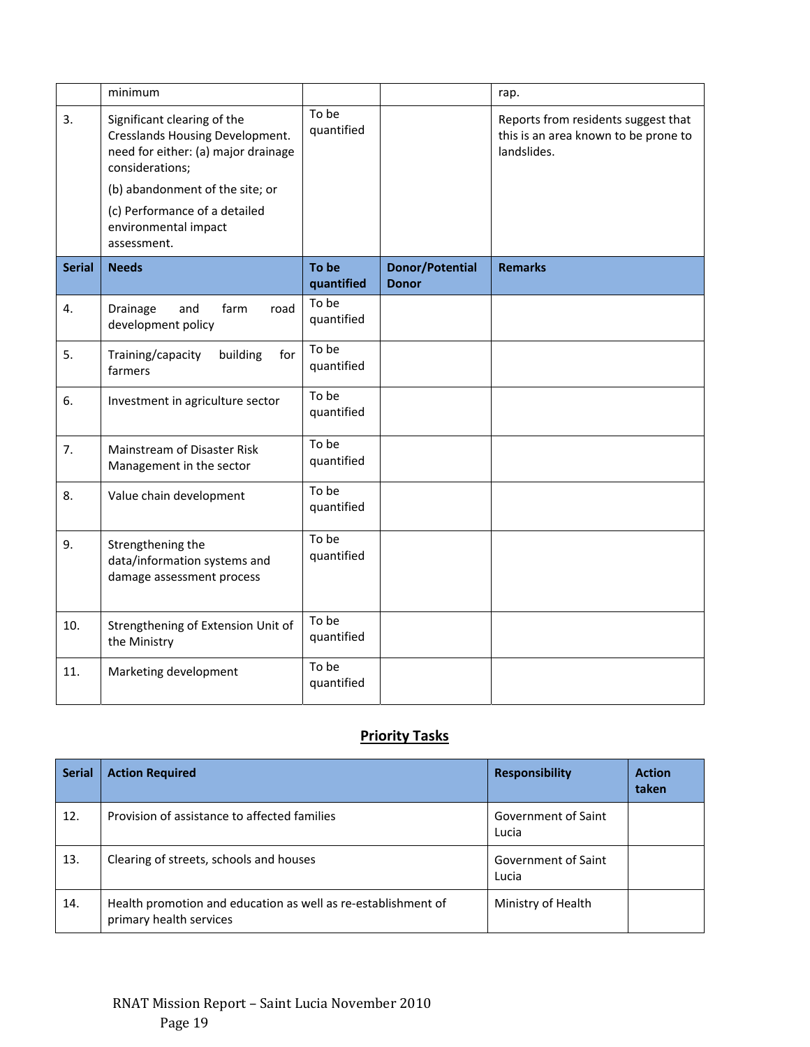| | minimum | | | rap. |
|---|---|---|---|---|
| 3. | Significant clearing of the Cresslands Housing Development. need for either: (a) major drainage considerations; (b) abandonment of the site; or (c) Performance of a detailed environmental impact assessment. | To be quantified | | Reports from residents suggest that this is an area known to be prone to landslides. |
| **Serial** | **Needs** | **To be quantified** | **Donor/Potential Donor** | **Remarks** |
| 4. | Drainage and farm road development policy | To be quantified | | |
| 5. | Training/capacity building for farmers | To be quantified | | |
| 6. | Investment in agriculture sector | To be quantified | | |
| 7. | Mainstream of Disaster Risk Management in the sector | To be quantified | | |
| 8. | Value chain development | To be quantified | | |
| 9. | Strengthening the data/information systems and damage assessment process | To be quantified | | |
| 10. | Strengthening of Extension Unit of the Ministry | To be quantified | | |
| 11. | Marketing development | To be quantified | | |

## Priority Tasks

| Serial | Action Required | Responsibility | Action taken |
|---|---|---|---|
| 12. | Provision of assistance to affected families | Government of Saint Lucia | |
| 13. | Clearing of streets, schools and houses | Government of Saint Lucia | |
| 14. | Health promotion and education as well as re-establishment of primary health services | Ministry of Health | |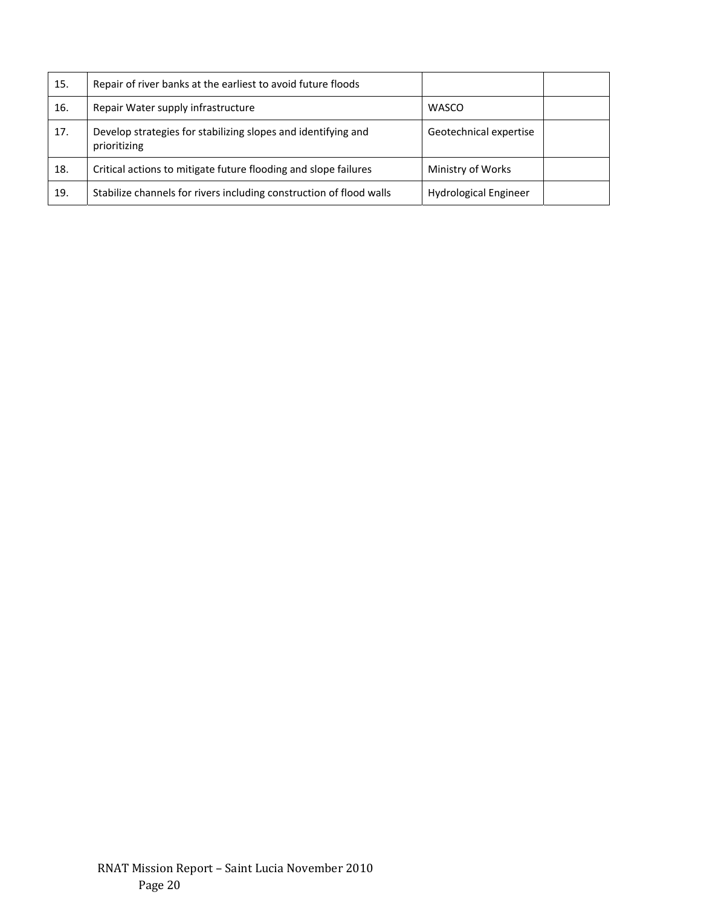| | | | |
|---|---|---|---|
| 15. | Repair of river banks at the earliest to avoid future floods | | |
| 16. | Repair Water supply infrastructure | WASCO | |
| 17. | Develop strategies for stabilizing slopes and identifying and prioritizing | Geotechnical expertise | |
| 18. | Critical actions to mitigate future flooding and slope failures | Ministry of Works | |
| 19. | Stabilize channels for rivers including construction of flood walls | Hydrological Engineer | |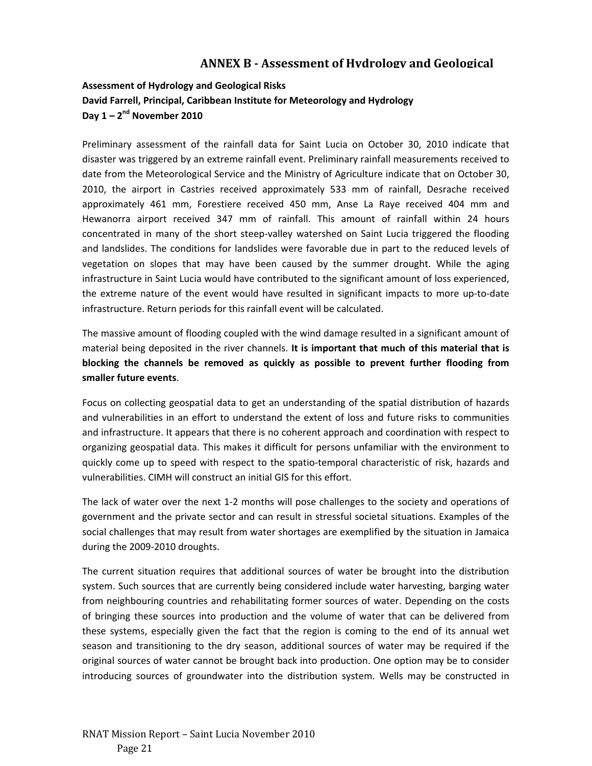# ANNEX B - Assessment of Hydrology and Geological

**Assessment of Hydrology and Geological Risks**
**David Farrell, Principal, Caribbean Institute for Meteorology and Hydrology**
**Day 1 – 2nd November 2010**

Preliminary assessment of the rainfall data for Saint Lucia on October 30, 2010 indicate that disaster was triggered by an extreme rainfall event. Preliminary rainfall measurements received to date from the Meteorological Service and the Ministry of Agriculture indicate that on October 30, 2010, the airport in Castries received approximately 533 mm of rainfall, Desrache received approximately 461 mm, Forestiere received 450 mm, Anse La Raye received 404 mm and Hewanorra airport received 347 mm of rainfall. This amount of rainfall within 24 hours concentrated in many of the short steep-valley watershed on Saint Lucia triggered the flooding and landslides. The conditions for landslides were favorable due in part to the reduced levels of vegetation on slopes that may have been caused by the summer drought. While the aging infrastructure in Saint Lucia would have contributed to the significant amount of loss experienced, the extreme nature of the event would have resulted in significant impacts to more up-to-date infrastructure. Return periods for this rainfall event will be calculated.

The massive amount of flooding coupled with the wind damage resulted in a significant amount of material being deposited in the river channels. **It is important that much of this material that is blocking the channels be removed as quickly as possible to prevent further flooding from smaller future events**.

Focus on collecting geospatial data to get an understanding of the spatial distribution of hazards and vulnerabilities in an effort to understand the extent of loss and future risks to communities and infrastructure. It appears that there is no coherent approach and coordination with respect to organizing geospatial data. This makes it difficult for persons unfamiliar with the environment to quickly come up to speed with respect to the spatio-temporal characteristic of risk, hazards and vulnerabilities. CIMH will construct an initial GIS for this effort.

The lack of water over the next 1-2 months will pose challenges to the society and operations of government and the private sector and can result in stressful societal situations. Examples of the social challenges that may result from water shortages are exemplified by the situation in Jamaica during the 2009-2010 droughts.

The current situation requires that additional sources of water be brought into the distribution system. Such sources that are currently being considered include water harvesting, barging water from neighbouring countries and rehabilitating former sources of water. Depending on the costs of bringing these sources into production and the volume of water that can be delivered from these systems, especially given the fact that the region is coming to the end of its annual wet season and transitioning to the dry season, additional sources of water may be required if the original sources of water cannot be brought back into production. One option may be to consider introducing sources of groundwater into the distribution system. Wells may be constructed in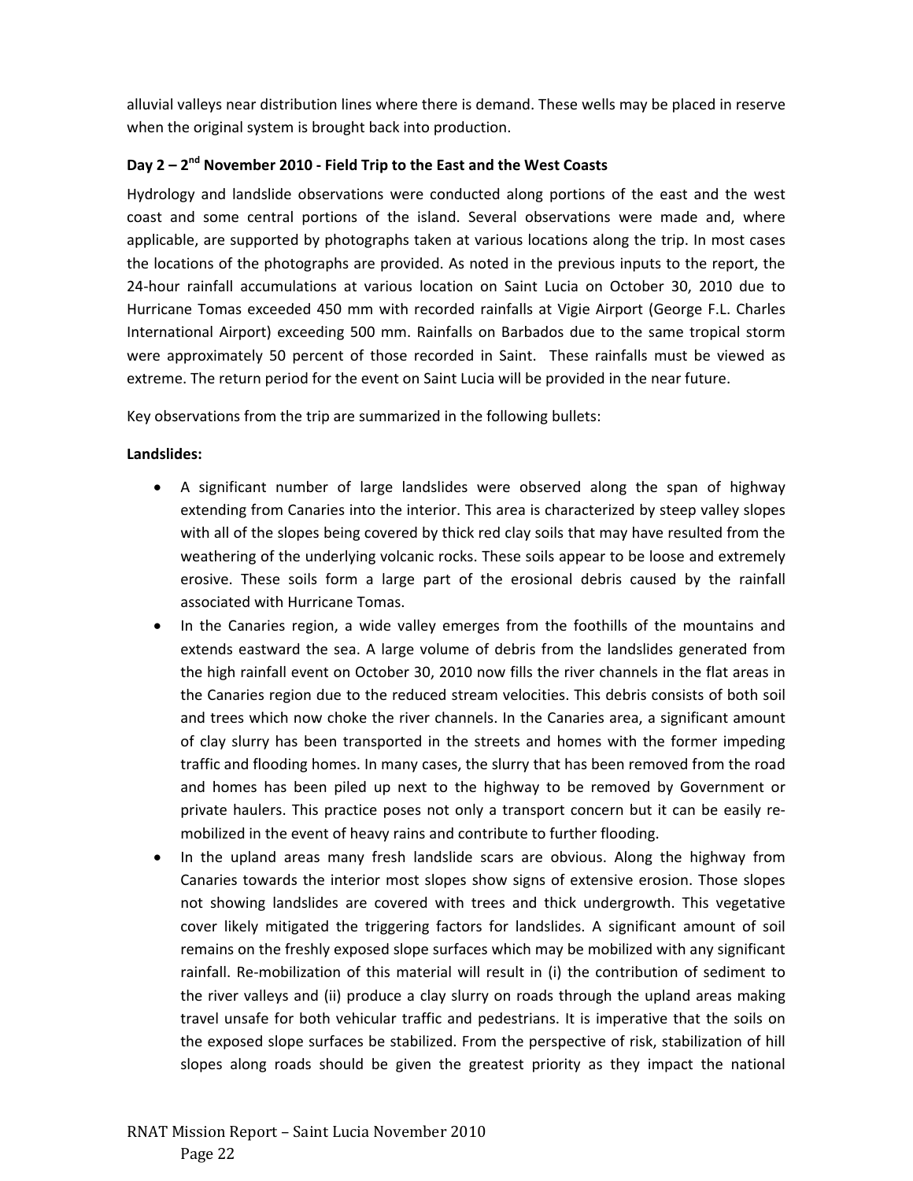alluvial valleys near distribution lines where there is demand. These wells may be placed in reserve when the original system is brought back into production.

### Day 2 – 2nd November 2010 - Field Trip to the East and the West Coasts

Hydrology and landslide observations were conducted along portions of the east and the west coast and some central portions of the island. Several observations were made and, where applicable, are supported by photographs taken at various locations along the trip. In most cases the locations of the photographs are provided. As noted in the previous inputs to the report, the 24-hour rainfall accumulations at various location on Saint Lucia on October 30, 2010 due to Hurricane Tomas exceeded 450 mm with recorded rainfalls at Vigie Airport (George F.L. Charles International Airport) exceeding 500 mm. Rainfalls on Barbados due to the same tropical storm were approximately 50 percent of those recorded in Saint. These rainfalls must be viewed as extreme. The return period for the event on Saint Lucia will be provided in the near future.

Key observations from the trip are summarized in the following bullets:

**Landslides:**

- A significant number of large landslides were observed along the span of highway extending from Canaries into the interior. This area is characterized by steep valley slopes with all of the slopes being covered by thick red clay soils that may have resulted from the weathering of the underlying volcanic rocks. These soils appear to be loose and extremely erosive. These soils form a large part of the erosional debris caused by the rainfall associated with Hurricane Tomas.
- In the Canaries region, a wide valley emerges from the foothills of the mountains and extends eastward the sea. A large volume of debris from the landslides generated from the high rainfall event on October 30, 2010 now fills the river channels in the flat areas in the Canaries region due to the reduced stream velocities. This debris consists of both soil and trees which now choke the river channels. In the Canaries area, a significant amount of clay slurry has been transported in the streets and homes with the former impeding traffic and flooding homes. In many cases, the slurry that has been removed from the road and homes has been piled up next to the highway to be removed by Government or private haulers. This practice poses not only a transport concern but it can be easily re-mobilized in the event of heavy rains and contribute to further flooding.
- In the upland areas many fresh landslide scars are obvious. Along the highway from Canaries towards the interior most slopes show signs of extensive erosion. Those slopes not showing landslides are covered with trees and thick undergrowth. This vegetative cover likely mitigated the triggering factors for landslides. A significant amount of soil remains on the freshly exposed slope surfaces which may be mobilized with any significant rainfall. Re-mobilization of this material will result in (i) the contribution of sediment to the river valleys and (ii) produce a clay slurry on roads through the upland areas making travel unsafe for both vehicular traffic and pedestrians. It is imperative that the soils on the exposed slope surfaces be stabilized. From the perspective of risk, stabilization of hill slopes along roads should be given the greatest priority as they impact the national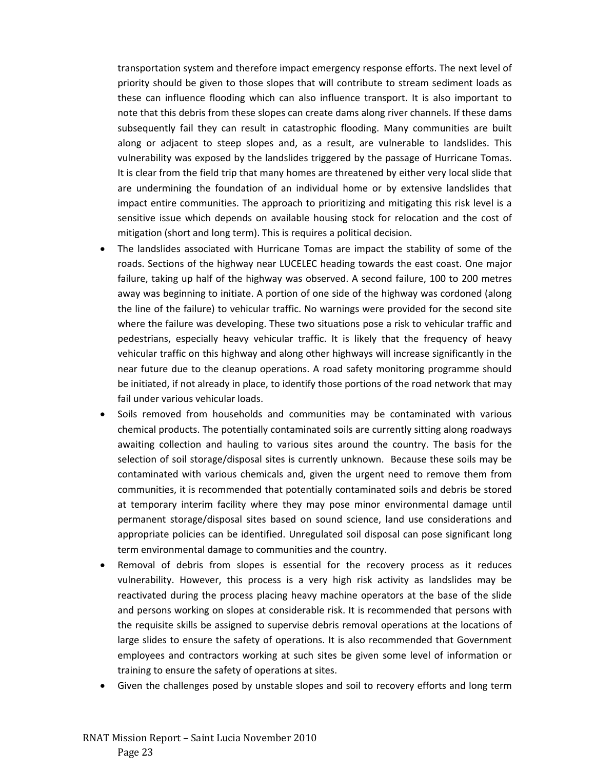transportation system and therefore impact emergency response efforts. The next level of priority should be given to those slopes that will contribute to stream sediment loads as these can influence flooding which can also influence transport. It is also important to note that this debris from these slopes can create dams along river channels. If these dams subsequently fail they can result in catastrophic flooding. Many communities are built along or adjacent to steep slopes and, as a result, are vulnerable to landslides. This vulnerability was exposed by the landslides triggered by the passage of Hurricane Tomas. It is clear from the field trip that many homes are threatened by either very local slide that are undermining the foundation of an individual home or by extensive landslides that impact entire communities. The approach to prioritizing and mitigating this risk level is a sensitive issue which depends on available housing stock for relocation and the cost of mitigation (short and long term). This is requires a political decision.

- The landslides associated with Hurricane Tomas are impact the stability of some of the roads. Sections of the highway near LUCELEC heading towards the east coast. One major failure, taking up half of the highway was observed. A second failure, 100 to 200 metres away was beginning to initiate. A portion of one side of the highway was cordoned (along the line of the failure) to vehicular traffic. No warnings were provided for the second site where the failure was developing. These two situations pose a risk to vehicular traffic and pedestrians, especially heavy vehicular traffic. It is likely that the frequency of heavy vehicular traffic on this highway and along other highways will increase significantly in the near future due to the cleanup operations. A road safety monitoring programme should be initiated, if not already in place, to identify those portions of the road network that may fail under various vehicular loads.
- Soils removed from households and communities may be contaminated with various chemical products. The potentially contaminated soils are currently sitting along roadways awaiting collection and hauling to various sites around the country. The basis for the selection of soil storage/disposal sites is currently unknown. Because these soils may be contaminated with various chemicals and, given the urgent need to remove them from communities, it is recommended that potentially contaminated soils and debris be stored at temporary interim facility where they may pose minor environmental damage until permanent storage/disposal sites based on sound science, land use considerations and appropriate policies can be identified. Unregulated soil disposal can pose significant long term environmental damage to communities and the country.
- Removal of debris from slopes is essential for the recovery process as it reduces vulnerability. However, this process is a very high risk activity as landslides may be reactivated during the process placing heavy machine operators at the base of the slide and persons working on slopes at considerable risk. It is recommended that persons with the requisite skills be assigned to supervise debris removal operations at the locations of large slides to ensure the safety of operations. It is also recommended that Government employees and contractors working at such sites be given some level of information or training to ensure the safety of operations at sites.
- Given the challenges posed by unstable slopes and soil to recovery efforts and long term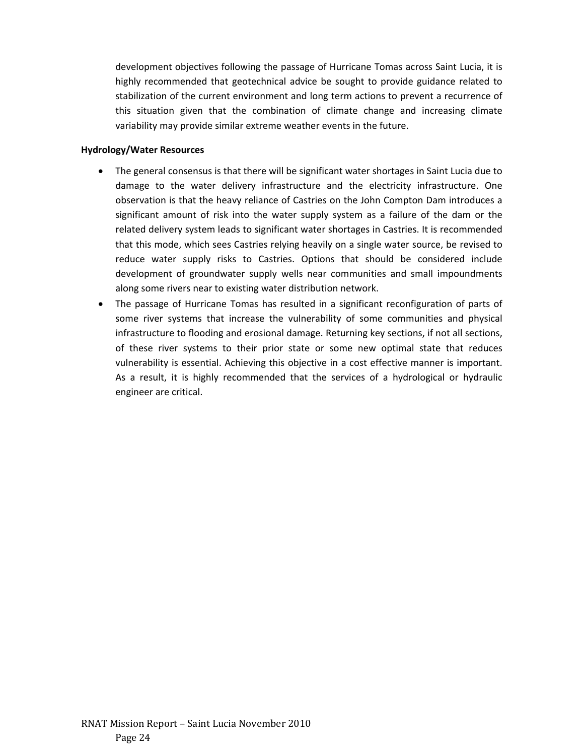development objectives following the passage of Hurricane Tomas across Saint Lucia, it is highly recommended that geotechnical advice be sought to provide guidance related to stabilization of the current environment and long term actions to prevent a recurrence of this situation given that the combination of climate change and increasing climate variability may provide similar extreme weather events in the future.

**Hydrology/Water Resources**

- The general consensus is that there will be significant water shortages in Saint Lucia due to damage to the water delivery infrastructure and the electricity infrastructure. One observation is that the heavy reliance of Castries on the John Compton Dam introduces a significant amount of risk into the water supply system as a failure of the dam or the related delivery system leads to significant water shortages in Castries. It is recommended that this mode, which sees Castries relying heavily on a single water source, be revised to reduce water supply risks to Castries. Options that should be considered include development of groundwater supply wells near communities and small impoundments along some rivers near to existing water distribution network.
- The passage of Hurricane Tomas has resulted in a significant reconfiguration of parts of some river systems that increase the vulnerability of some communities and physical infrastructure to flooding and erosional damage. Returning key sections, if not all sections, of these river systems to their prior state or some new optimal state that reduces vulnerability is essential. Achieving this objective in a cost effective manner is important. As a result, it is highly recommended that the services of a hydrological or hydraulic engineer are critical.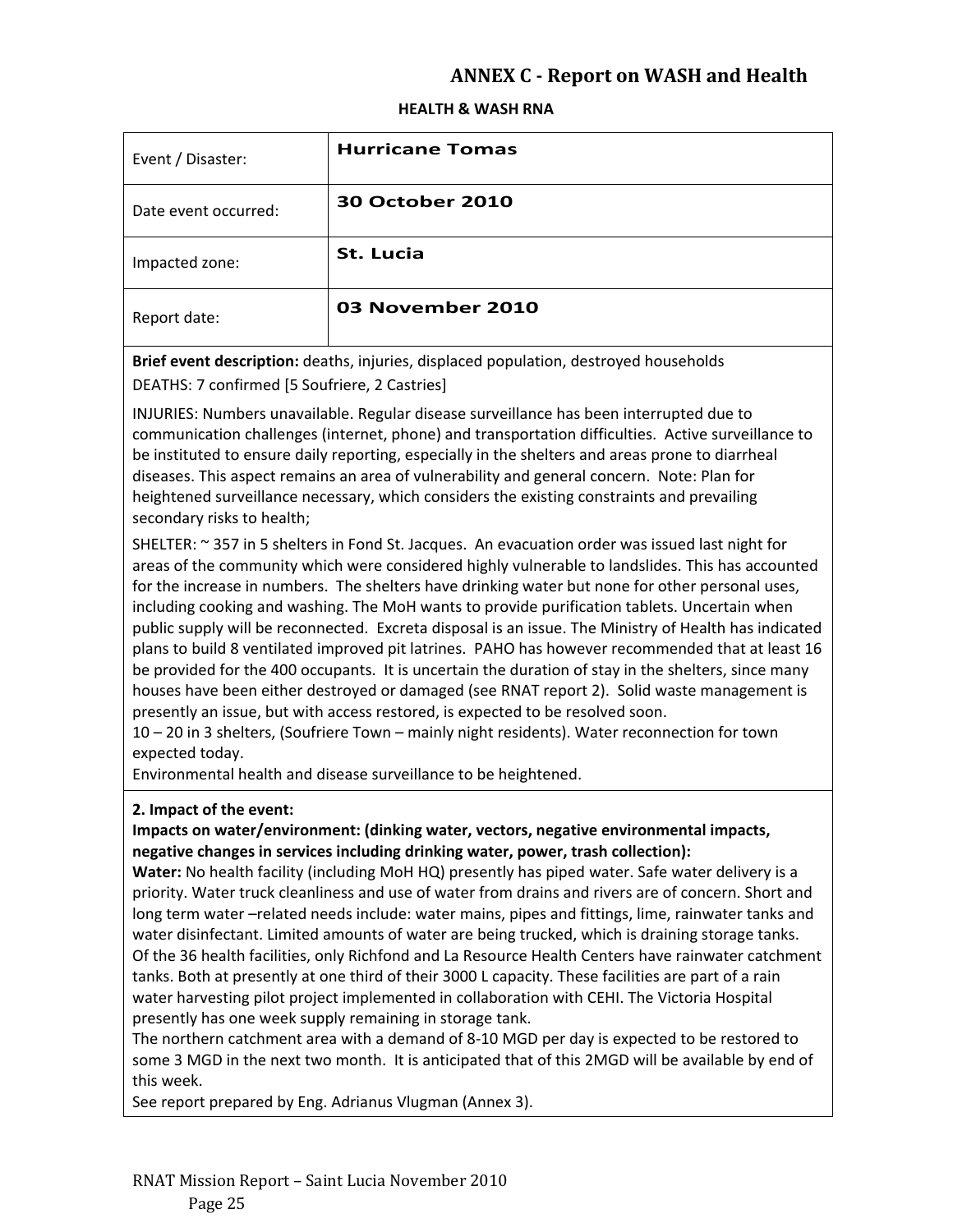## ANNEX C - Report on WASH and Health

**HEALTH & WASH RNA**

| Event / Disaster: | **Hurricane Tomas** |
|---|---|
| Date event occurred: | **30 October 2010** |
| Impacted zone: | **St. Lucia** |
| Report date: | **03 November 2010** |

**Brief event description:** deaths, injuries, displaced population, destroyed households

DEATHS: 7 confirmed [5 Soufriere, 2 Castries]

INJURIES: Numbers unavailable. Regular disease surveillance has been interrupted due to communication challenges (internet, phone) and transportation difficulties. Active surveillance to be instituted to ensure daily reporting, especially in the shelters and areas prone to diarrheal diseases. This aspect remains an area of vulnerability and general concern. Note: Plan for heightened surveillance necessary, which considers the existing constraints and prevailing secondary risks to health;

SHELTER: ~ 357 in 5 shelters in Fond St. Jacques. An evacuation order was issued last night for areas of the community which were considered highly vulnerable to landslides. This has accounted for the increase in numbers. The shelters have drinking water but none for other personal uses, including cooking and washing. The MoH wants to provide purification tablets. Uncertain when public supply will be reconnected. Excreta disposal is an issue. The Ministry of Health has indicated plans to build 8 ventilated improved pit latrines. PAHO has however recommended that at least 16 be provided for the 400 occupants. It is uncertain the duration of stay in the shelters, since many houses have been either destroyed or damaged (see RNAT report 2). Solid waste management is presently an issue, but with access restored, is expected to be resolved soon.

10 – 20 in 3 shelters, (Soufriere Town – mainly night residents). Water reconnection for town expected today.

Environmental health and disease surveillance to be heightened.

**2. Impact of the event:**

**Impacts on water/environment: (dinking water, vectors, negative environmental impacts, negative changes in services including drinking water, power, trash collection):**

**Water:** No health facility (including MoH HQ) presently has piped water. Safe water delivery is a priority. Water truck cleanliness and use of water from drains and rivers are of concern. Short and long term water –related needs include: water mains, pipes and fittings, lime, rainwater tanks and water disinfectant. Limited amounts of water are being trucked, which is draining storage tanks. Of the 36 health facilities, only Richfond and La Resource Health Centers have rainwater catchment tanks. Both at presently at one third of their 3000 L capacity. These facilities are part of a rain water harvesting pilot project implemented in collaboration with CEHI. The Victoria Hospital presently has one week supply remaining in storage tank.

The northern catchment area with a demand of 8-10 MGD per day is expected to be restored to some 3 MGD in the next two month. It is anticipated that of this 2MGD will be available by end of this week.

See report prepared by Eng. Adrianus Vlugman (Annex 3).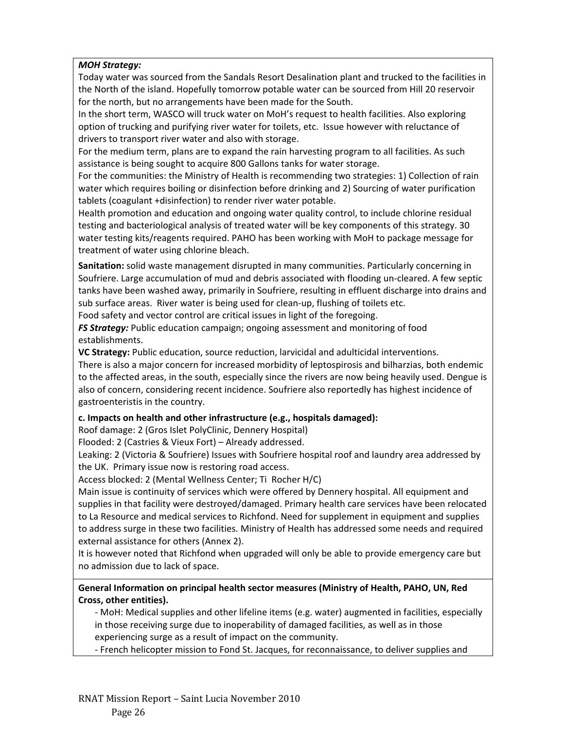***MOH Strategy:***
Today water was sourced from the Sandals Resort Desalination plant and trucked to the facilities in the North of the island. Hopefully tomorrow potable water can be sourced from Hill 20 reservoir for the north, but no arrangements have been made for the South.
In the short term, WASCO will truck water on MoH's request to health facilities. Also exploring option of trucking and purifying river water for toilets, etc. Issue however with reluctance of drivers to transport river water and also with storage.
For the medium term, plans are to expand the rain harvesting program to all facilities. As such assistance is being sought to acquire 800 Gallons tanks for water storage.
For the communities: the Ministry of Health is recommending two strategies: 1) Collection of rain water which requires boiling or disinfection before drinking and 2) Sourcing of water purification tablets (coagulant +disinfection) to render river water potable.
Health promotion and education and ongoing water quality control, to include chlorine residual testing and bacteriological analysis of treated water will be key components of this strategy. 30 water testing kits/reagents required. PAHO has been working with MoH to package message for treatment of water using chlorine bleach.

**Sanitation:** solid waste management disrupted in many communities. Particularly concerning in Soufriere. Large accumulation of mud and debris associated with flooding un-cleared. A few septic tanks have been washed away, primarily in Soufriere, resulting in effluent discharge into drains and sub surface areas. River water is being used for clean-up, flushing of toilets etc.
Food safety and vector control are critical issues in light of the foregoing.
***FS Strategy:*** Public education campaign; ongoing assessment and monitoring of food establishments.
**VC Strategy:** Public education, source reduction, larvicidal and adulticidal interventions.
There is also a major concern for increased morbidity of leptospirosis and bilharzias, both endemic to the affected areas, in the south, especially since the rivers are now being heavily used. Dengue is also of concern, considering recent incidence. Soufriere also reportedly has highest incidence of gastroenteristis in the country.

**c. Impacts on health and other infrastructure (e.g., hospitals damaged):**
Roof damage: 2 (Gros Islet PolyClinic, Dennery Hospital)
Flooded: 2 (Castries & Vieux Fort) – Already addressed.
Leaking: 2 (Victoria & Soufriere) Issues with Soufriere hospital roof and laundry area addressed by the UK. Primary issue now is restoring road access.
Access blocked: 2 (Mental Wellness Center; Ti Rocher H/C)
Main issue is continuity of services which were offered by Dennery hospital. All equipment and supplies in that facility were destroyed/damaged. Primary health care services have been relocated to La Resource and medical services to Richfond. Need for supplement in equipment and supplies to address surge in these two facilities. Ministry of Health has addressed some needs and required external assistance for others (Annex 2).
It is however noted that Richfond when upgraded will only be able to provide emergency care but no admission due to lack of space.

**General Information on principal health sector measures (Ministry of Health, PAHO, UN, Red Cross, other entities).**

- MoH: Medical supplies and other lifeline items (e.g. water) augmented in facilities, especially in those receiving surge due to inoperability of damaged facilities, as well as in those experiencing surge as a result of impact on the community.
- French helicopter mission to Fond St. Jacques, for reconnaissance, to deliver supplies and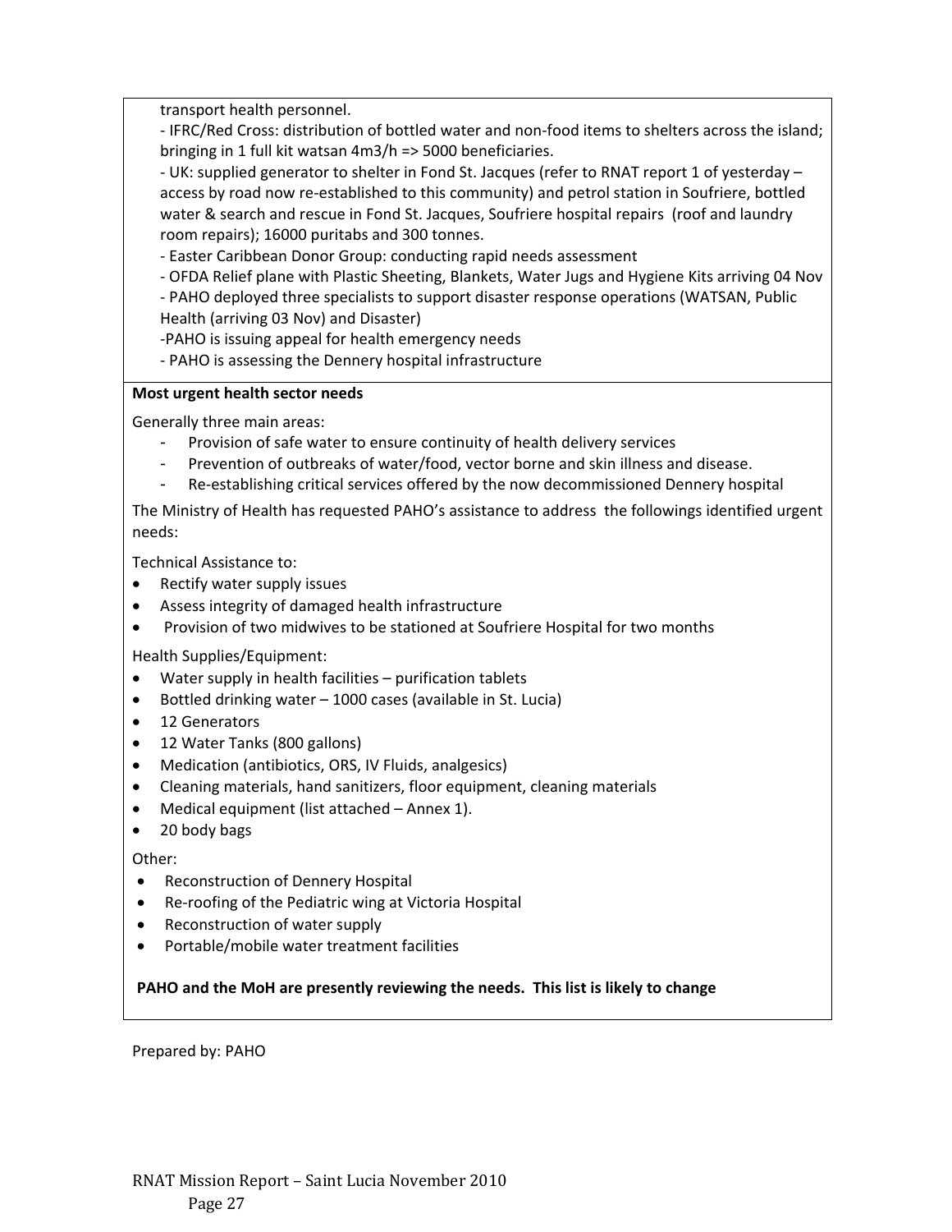transport health personnel.

- IFRC/Red Cross: distribution of bottled water and non-food items to shelters across the island; bringing in 1 full kit watsan 4m3/h => 5000 beneficiaries.
- UK: supplied generator to shelter in Fond St. Jacques (refer to RNAT report 1 of yesterday – access by road now re-established to this community) and petrol station in Soufriere, bottled water & search and rescue in Fond St. Jacques, Soufriere hospital repairs (roof and laundry room repairs); 16000 puritabs and 300 tonnes.
- Easter Caribbean Donor Group: conducting rapid needs assessment
- OFDA Relief plane with Plastic Sheeting, Blankets, Water Jugs and Hygiene Kits arriving 04 Nov
- PAHO deployed three specialists to support disaster response operations (WATSAN, Public Health (arriving 03 Nov) and Disaster)
- PAHO is issuing appeal for health emergency needs
- PAHO is assessing the Dennery hospital infrastructure

**Most urgent health sector needs**

Generally three main areas:

- Provision of safe water to ensure continuity of health delivery services
- Prevention of outbreaks of water/food, vector borne and skin illness and disease.
- Re-establishing critical services offered by the now decommissioned Dennery hospital

The Ministry of Health has requested PAHO's assistance to address the followings identified urgent needs:

Technical Assistance to:

- Rectify water supply issues
- Assess integrity of damaged health infrastructure
- Provision of two midwives to be stationed at Soufriere Hospital for two months

Health Supplies/Equipment:

- Water supply in health facilities – purification tablets
- Bottled drinking water – 1000 cases (available in St. Lucia)
- 12 Generators
- 12 Water Tanks (800 gallons)
- Medication (antibiotics, ORS, IV Fluids, analgesics)
- Cleaning materials, hand sanitizers, floor equipment, cleaning materials
- Medical equipment (list attached – Annex 1).
- 20 body bags

Other:

- Reconstruction of Dennery Hospital
- Re-roofing of the Pediatric wing at Victoria Hospital
- Reconstruction of water supply
- Portable/mobile water treatment facilities

**PAHO and the MoH are presently reviewing the needs. This list is likely to change**

Prepared by: PAHO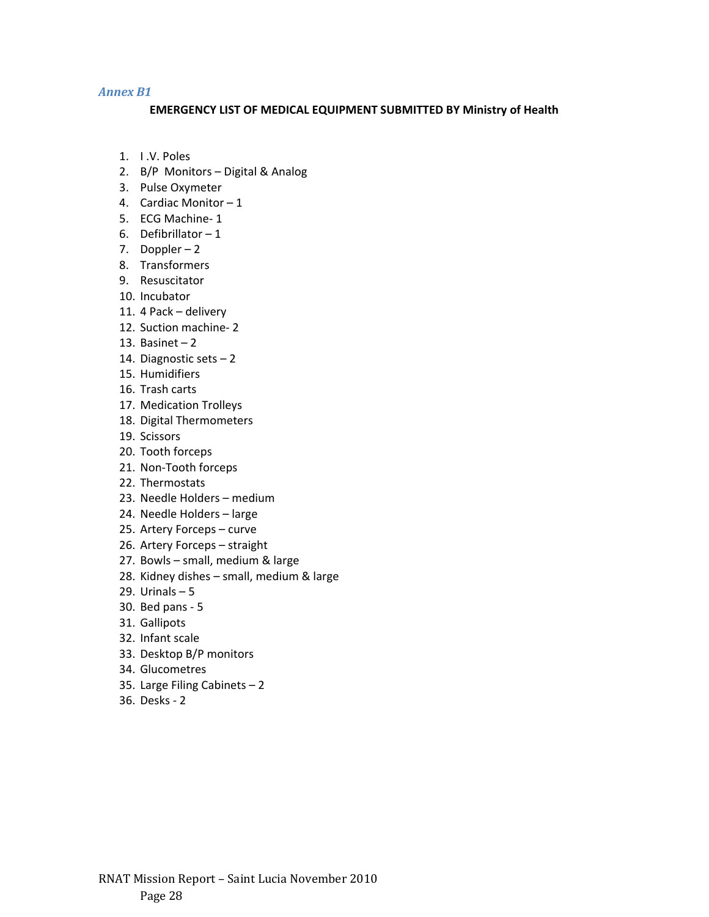*Annex B1*

**EMERGENCY LIST OF MEDICAL EQUIPMENT SUBMITTED BY Ministry of Health**

1. I .V. Poles
2. B/P Monitors – Digital & Analog
3. Pulse Oxymeter
4. Cardiac Monitor – 1
5. ECG Machine- 1
6. Defibrillator – 1
7. Doppler – 2
8. Transformers
9. Resuscitator
10. Incubator
11. 4 Pack – delivery
12. Suction machine- 2
13. Basinet – 2
14. Diagnostic sets – 2
15. Humidifiers
16. Trash carts
17. Medication Trolleys
18. Digital Thermometers
19. Scissors
20. Tooth forceps
21. Non-Tooth forceps
22. Thermostats
23. Needle Holders – medium
24. Needle Holders – large
25. Artery Forceps – curve
26. Artery Forceps – straight
27. Bowls – small, medium & large
28. Kidney dishes – small, medium & large
29. Urinals – 5
30. Bed pans - 5
31. Gallipots
32. Infant scale
33. Desktop B/P monitors
34. Glucometres
35. Large Filing Cabinets – 2
36. Desks - 2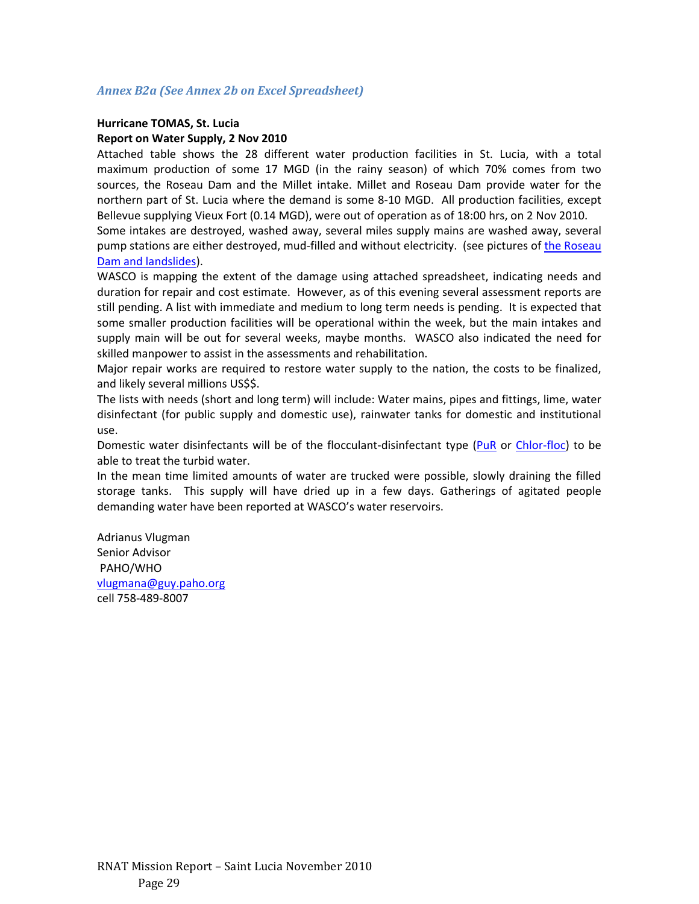*Annex B2a (See Annex 2b on Excel Spreadsheet)*

**Hurricane TOMAS, St. Lucia**
**Report on Water Supply, 2 Nov 2010**

Attached table shows the 28 different water production facilities in St. Lucia, with a total maximum production of some 17 MGD (in the rainy season) of which 70% comes from two sources, the Roseau Dam and the Millet intake. Millet and Roseau Dam provide water for the northern part of St. Lucia where the demand is some 8-10 MGD. All production facilities, except Bellevue supplying Vieux Fort (0.14 MGD), were out of operation as of 18:00 hrs, on 2 Nov 2010.

Some intakes are destroyed, washed away, several miles supply mains are washed away, several pump stations are either destroyed, mud-filled and without electricity. (see pictures of the Roseau Dam and landslides).

WASCO is mapping the extent of the damage using attached spreadsheet, indicating needs and duration for repair and cost estimate. However, as of this evening several assessment reports are still pending. A list with immediate and medium to long term needs is pending. It is expected that some smaller production facilities will be operational within the week, but the main intakes and supply main will be out for several weeks, maybe months. WASCO also indicated the need for skilled manpower to assist in the assessments and rehabilitation.

Major repair works are required to restore water supply to the nation, the costs to be finalized, and likely several millions US$$.

The lists with needs (short and long term) will include: Water mains, pipes and fittings, lime, water disinfectant (for public supply and domestic use), rainwater tanks for domestic and institutional use.

Domestic water disinfectants will be of the flocculant-disinfectant type (PuR or Chlor-floc) to be able to treat the turbid water.

In the mean time limited amounts of water are trucked were possible, slowly draining the filled storage tanks. This supply will have dried up in a few days. Gatherings of agitated people demanding water have been reported at WASCO's water reservoirs.

Adrianus Vlugman
Senior Advisor
PAHO/WHO
vlugmana@guy.paho.org
cell 758-489-8007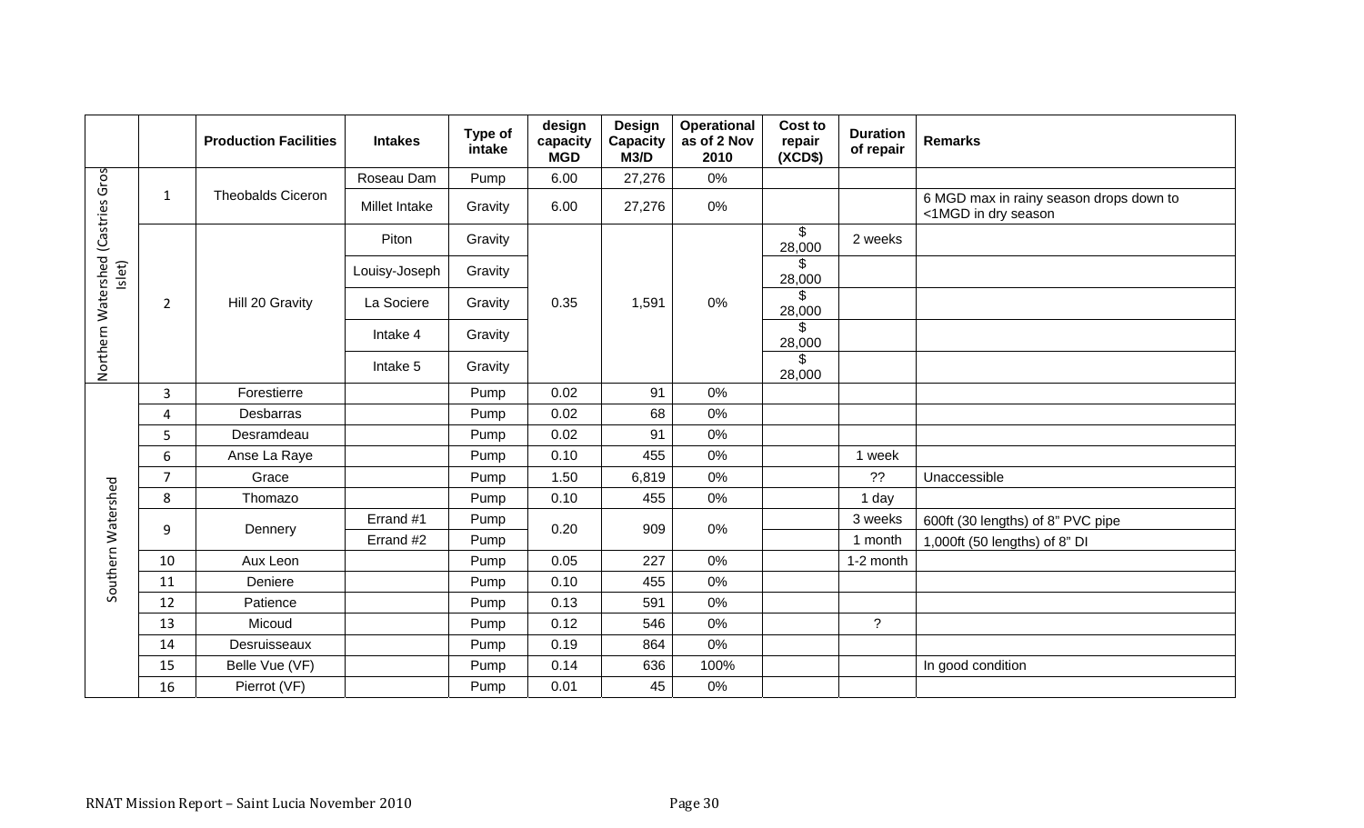| | | Production Facilities | Intakes | Type of intake | design capacity MGD | Design Capacity M3/D | Operational as of 2 Nov 2010 | Cost to repair (XCD$) | Duration of repair | Remarks |
|---|---|---|---|---|---|---|---|---|---|---|
| Northern Watershed (Castries Gros Islet) | 1 | Theobalds Ciceron | Roseau Dam | Pump | 6.00 | 27,276 | 0% | | | |
| | | | Millet Intake | Gravity | 6.00 | 27,276 | 0% | | | 6 MGD max in rainy season drops down to <1MGD in dry season |
| | 2 | Hill 20 Gravity | Piton | Gravity | 0.35 | 1,591 | 0% | $ 28,000 | 2 weeks | |
| | | | Louisy-Joseph | Gravity | | | | $ 28,000 | | |
| | | | La Sociere | Gravity | | | | $ 28,000 | | |
| | | | Intake 4 | Gravity | | | | $ 28,000 | | |
| | | | Intake 5 | Gravity | | | | $ 28,000 | | |
| Southern Watershed | 3 | Forestierre | | Pump | 0.02 | 91 | 0% | | | |
| | 4 | Desbarras | | Pump | 0.02 | 68 | 0% | | | |
| | 5 | Desramdeau | | Pump | 0.02 | 91 | 0% | | | |
| | 6 | Anse La Raye | | Pump | 0.10 | 455 | 0% | | 1 week | |
| | 7 | Grace | | Pump | 1.50 | 6,819 | 0% | | ?? | Unaccessible |
| | 8 | Thomazo | | Pump | 0.10 | 455 | 0% | | 1 day | |
| | 9 | Dennery | Errand #1 | Pump | 0.20 | 909 | 0% | | 3 weeks | 600ft (30 lengths) of 8" PVC pipe |
| | | | Errand #2 | Pump | | | | | 1 month | 1,000ft (50 lengths) of 8" DI |
| | 10 | Aux Leon | | Pump | 0.05 | 227 | 0% | | 1-2 month | |
| | 11 | Deniere | | Pump | 0.10 | 455 | 0% | | | |
| | 12 | Patience | | Pump | 0.13 | 591 | 0% | | | |
| | 13 | Micoud | | Pump | 0.12 | 546 | 0% | | ? | |
| | 14 | Desruisseaux | | Pump | 0.19 | 864 | 0% | | | |
| | 15 | Belle Vue (VF) | | Pump | 0.14 | 636 | 100% | | | In good condition |
| | 16 | Pierrot (VF) | | Pump | 0.01 | 45 | 0% | | | |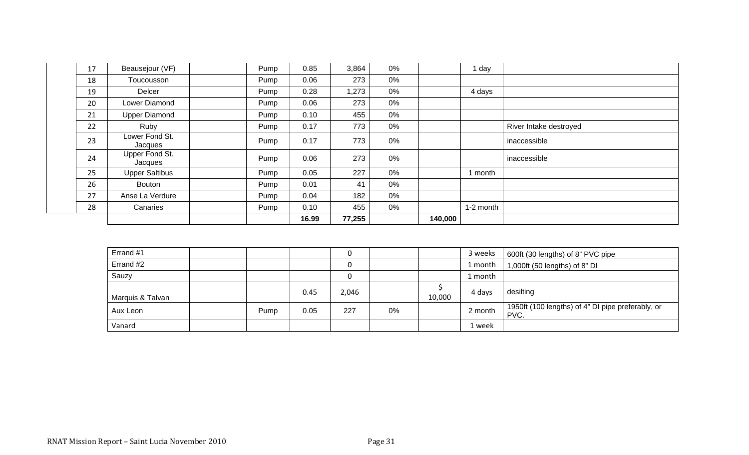| | | | | | | | | | |
|---|---|---|---|---|---|---|---|---|---|
| 17 | Beausejour (VF) | | Pump | 0.85 | 3,864 | 0% | | 1 day | |
| 18 | Toucousson | | Pump | 0.06 | 273 | 0% | | | |
| 19 | Delcer | | Pump | 0.28 | 1,273 | 0% | | 4 days | |
| 20 | Lower Diamond | | Pump | 0.06 | 273 | 0% | | | |
| 21 | Upper Diamond | | Pump | 0.10 | 455 | 0% | | | |
| 22 | Ruby | | Pump | 0.17 | 773 | 0% | | | River Intake destroyed |
| 23 | Lower Fond St. Jacques | | Pump | 0.17 | 773 | 0% | | | inaccessible |
| 24 | Upper Fond St. Jacques | | Pump | 0.06 | 273 | 0% | | | inaccessible |
| 25 | Upper Saltibus | | Pump | 0.05 | 227 | 0% | | 1 month | |
| 26 | Bouton | | Pump | 0.01 | 41 | 0% | | | |
| 27 | Anse La Verdure | | Pump | 0.04 | 182 | 0% | | | |
| 28 | Canaries | | Pump | 0.10 | 455 | 0% | | 1-2 month | |
| | | | | **16.99** | **77,255** | | **140,000** | | |

| | | | | | | | | |
|---|---|---|---|---|---|---|---|---|
| Errand #1 | | | | 0 | | | 3 weeks | 600ft (30 lengths) of 8" PVC pipe |
| Errand #2 | | | | 0 | | | 1 month | 1,000ft (50 lengths) of 8" DI |
| Sauzy | | | | 0 | | | 1 month | |
| Marquis & Talvan | | | 0.45 | 2,046 | | $ 10,000 | 4 days | desilting |
| Aux Leon | | Pump | 0.05 | 227 | 0% | | 2 month | 1950ft (100 lengths) of 4" DI pipe preferably, or PVC. |
| Vanard | | | | | | | 1 week | |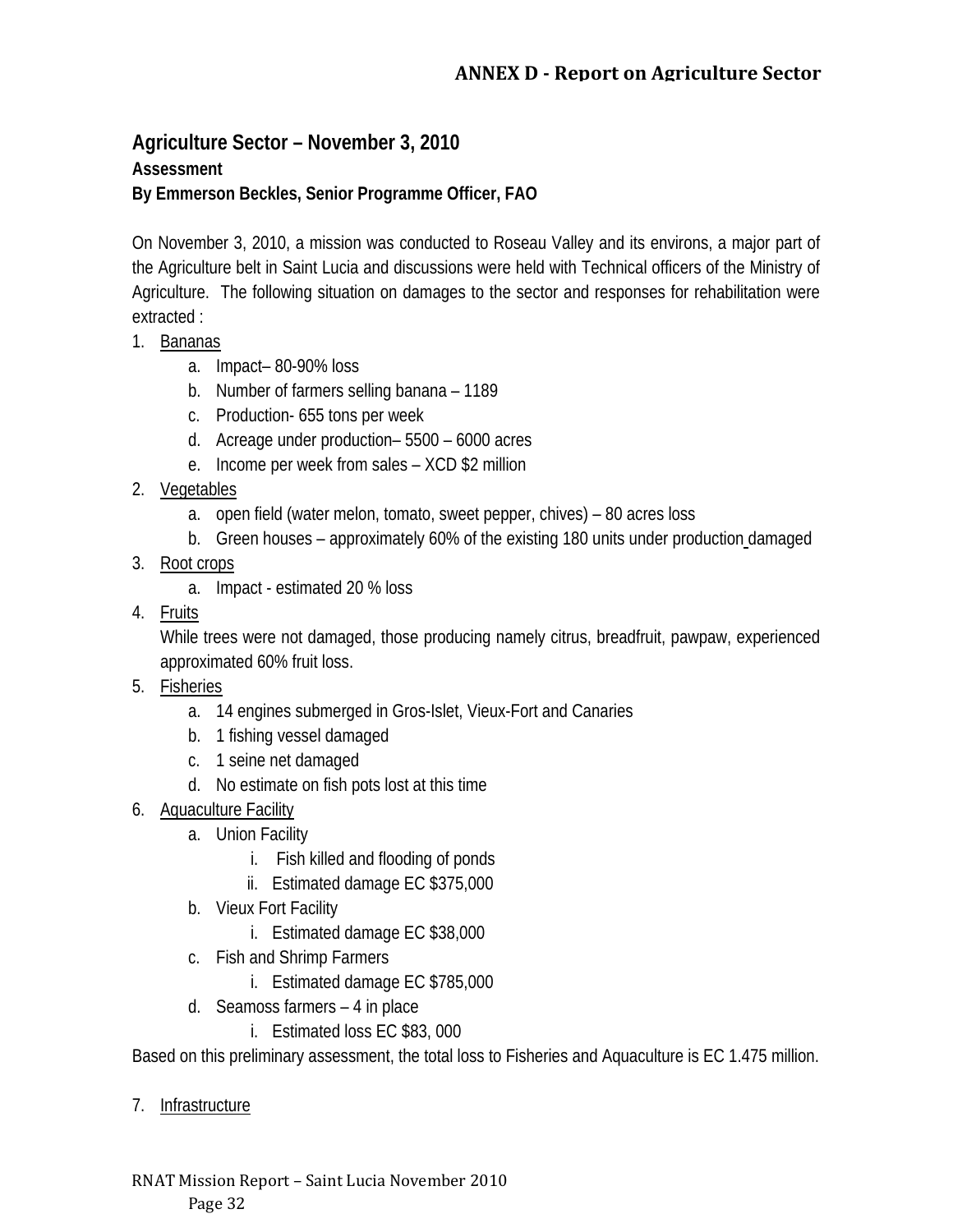## ANNEX D - Report on Agriculture Sector

### Agriculture Sector – November 3, 2010

**Assessment**

**By Emmerson Beckles, Senior Programme Officer, FAO**

On November 3, 2010, a mission was conducted to Roseau Valley and its environs, a major part of the Agriculture belt in Saint Lucia and discussions were held with Technical officers of the Ministry of Agriculture. The following situation on damages to the sector and responses for rehabilitation were extracted :

1. Bananas
    a. Impact– 80-90% loss
    b. Number of farmers selling banana – 1189
    c. Production- 655 tons per week
    d. Acreage under production– 5500 – 6000 acres
    e. Income per week from sales – XCD $2 million
2. Vegetables
    a. open field (water melon, tomato, sweet pepper, chives) – 80 acres loss
    b. Green houses – approximately 60% of the existing 180 units under production damaged
3. Root crops
    a. Impact - estimated 20 % loss
4. Fruits

    While trees were not damaged, those producing namely citrus, breadfruit, pawpaw, experienced approximated 60% fruit loss.
5. Fisheries
    a. 14 engines submerged in Gros-Islet, Vieux-Fort and Canaries
    b. 1 fishing vessel damaged
    c. 1 seine net damaged
    d. No estimate on fish pots lost at this time
6. Aquaculture Facility
    a. Union Facility
        i. Fish killed and flooding of ponds
        ii. Estimated damage EC $375,000
    b. Vieux Fort Facility
        i. Estimated damage EC $38,000
    c. Fish and Shrimp Farmers
        i. Estimated damage EC $785,000
    d. Seamoss farmers – 4 in place
        i. Estimated loss EC $83, 000

Based on this preliminary assessment, the total loss to Fisheries and Aquaculture is EC 1.475 million.

7. Infrastructure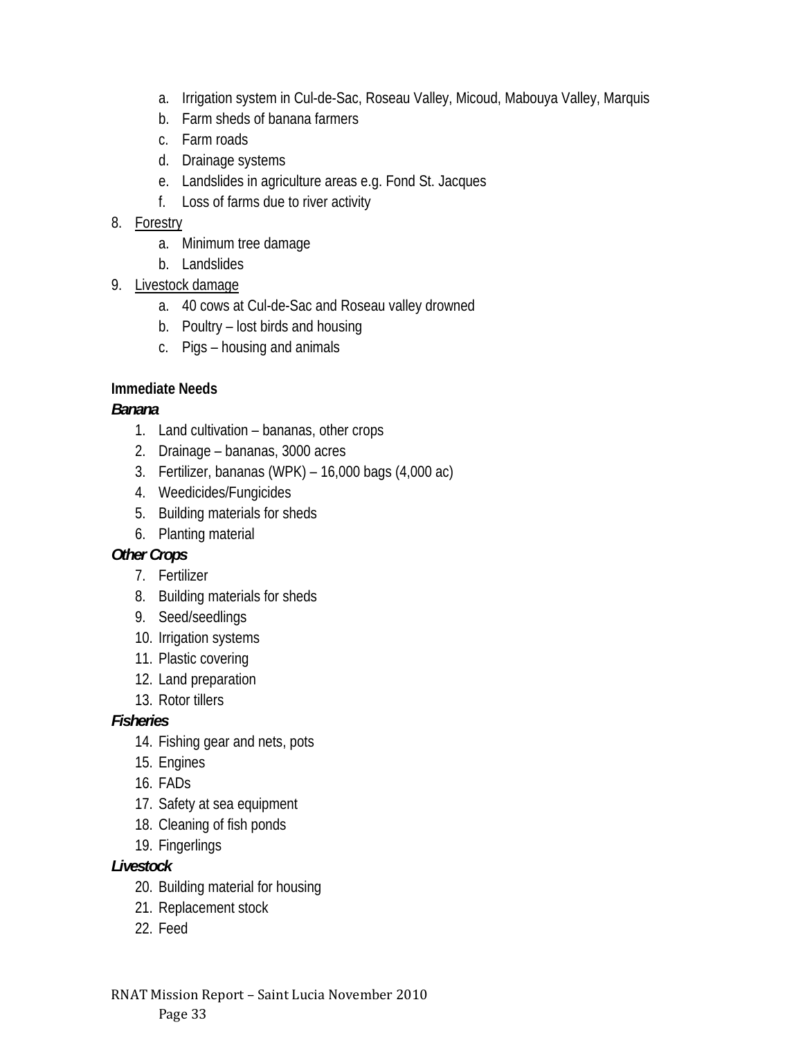a. Irrigation system in Cul-de-Sac, Roseau Valley, Micoud, Mabouya Valley, Marquis
   b. Farm sheds of banana farmers
   c. Farm roads
   d. Drainage systems
   e. Landslides in agriculture areas e.g. Fond St. Jacques
   f. Loss of farms due to river activity

8. Forestry
   a. Minimum tree damage
   b. Landslides

9. Livestock damage
   a. 40 cows at Cul-de-Sac and Roseau valley drowned
   b. Poultry – lost birds and housing
   c. Pigs – housing and animals

**Immediate Needs**

***Banana***

1. Land cultivation – bananas, other crops
2. Drainage – bananas, 3000 acres
3. Fertilizer, bananas (WPK) – 16,000 bags (4,000 ac)
4. Weedicides/Fungicides
5. Building materials for sheds
6. Planting material

***Other Crops***

7. Fertilizer
8. Building materials for sheds
9. Seed/seedlings
10. Irrigation systems
11. Plastic covering
12. Land preparation
13. Rotor tillers

***Fisheries***

14. Fishing gear and nets, pots
15. Engines
16. FADs
17. Safety at sea equipment
18. Cleaning of fish ponds
19. Fingerlings

***Livestock***

20. Building material for housing
21. Replacement stock
22. Feed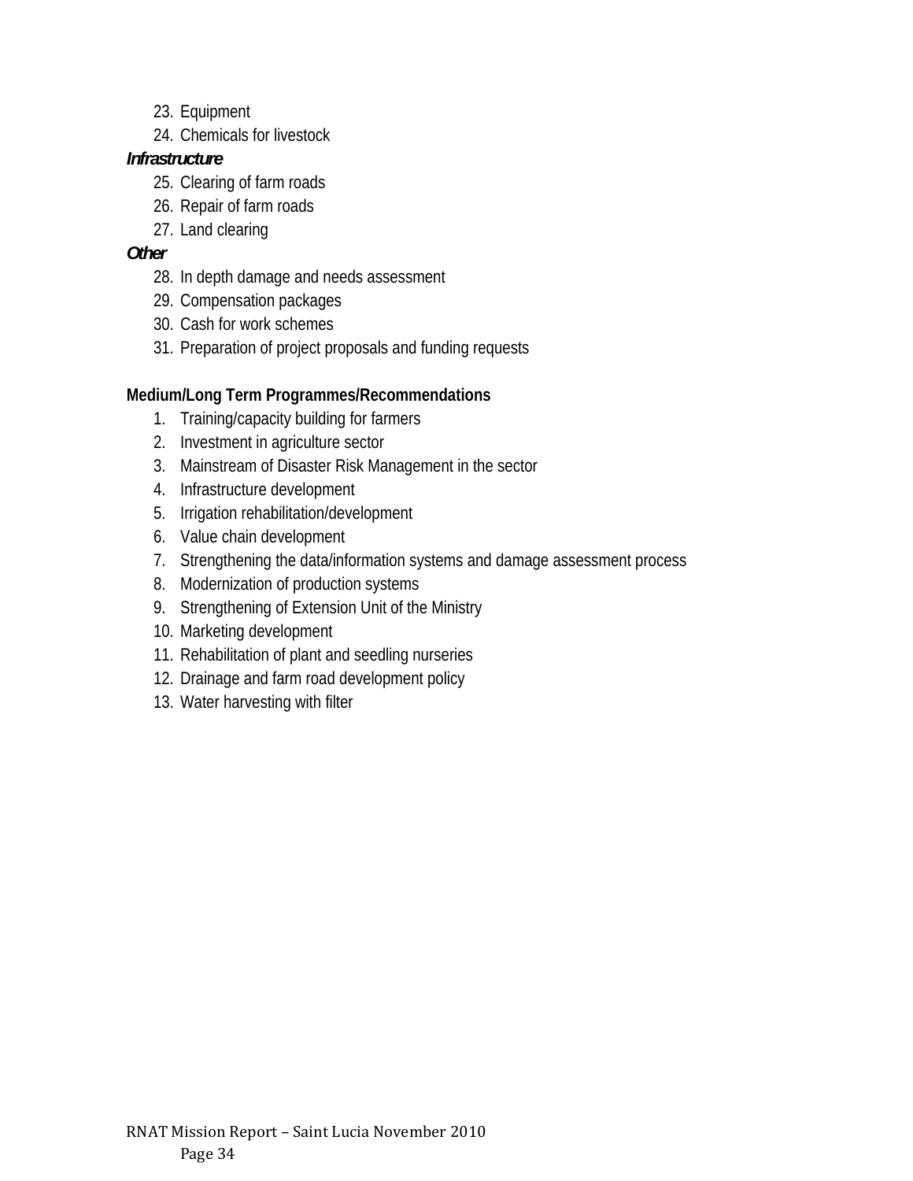23. Equipment
24. Chemicals for livestock

***Infrastructure***

25. Clearing of farm roads
26. Repair of farm roads
27. Land clearing

***Other***

28. In depth damage and needs assessment
29. Compensation packages
30. Cash for work schemes
31. Preparation of project proposals and funding requests

**Medium/Long Term Programmes/Recommendations**

1. Training/capacity building for farmers
2. Investment in agriculture sector
3. Mainstream of Disaster Risk Management in the sector
4. Infrastructure development
5. Irrigation rehabilitation/development
6. Value chain development
7. Strengthening the data/information systems and damage assessment process
8. Modernization of production systems
9. Strengthening of Extension Unit of the Ministry
10. Marketing development
11. Rehabilitation of plant and seedling nurseries
12. Drainage and farm road development policy
13. Water harvesting with filter